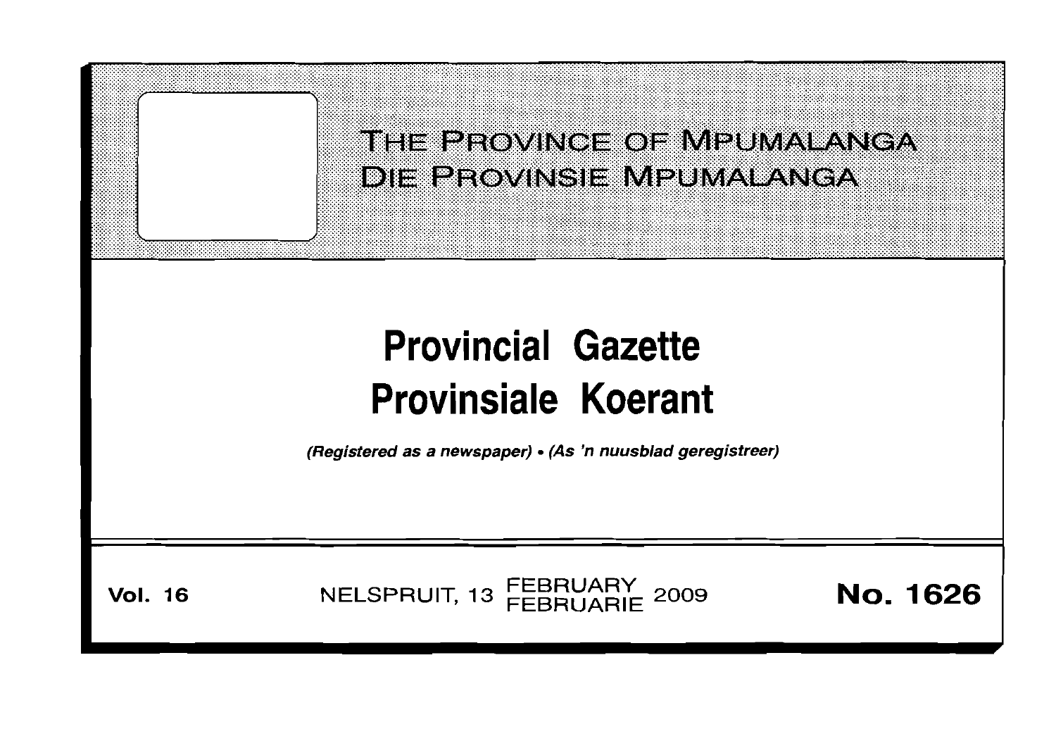# THE PROVINCE OF MPUMALANGA
# DIE PROVINSIE MPUMALANGA

# Provincial Gazette
# Provinsiale Koerant

*(Registered as a newspaper)* • *(As 'n nuusblad geregistreer)*

**Vol. 16** NELSPRUIT, 13 FEBRUARY / FEBRUARIE 2009 **No. 1626**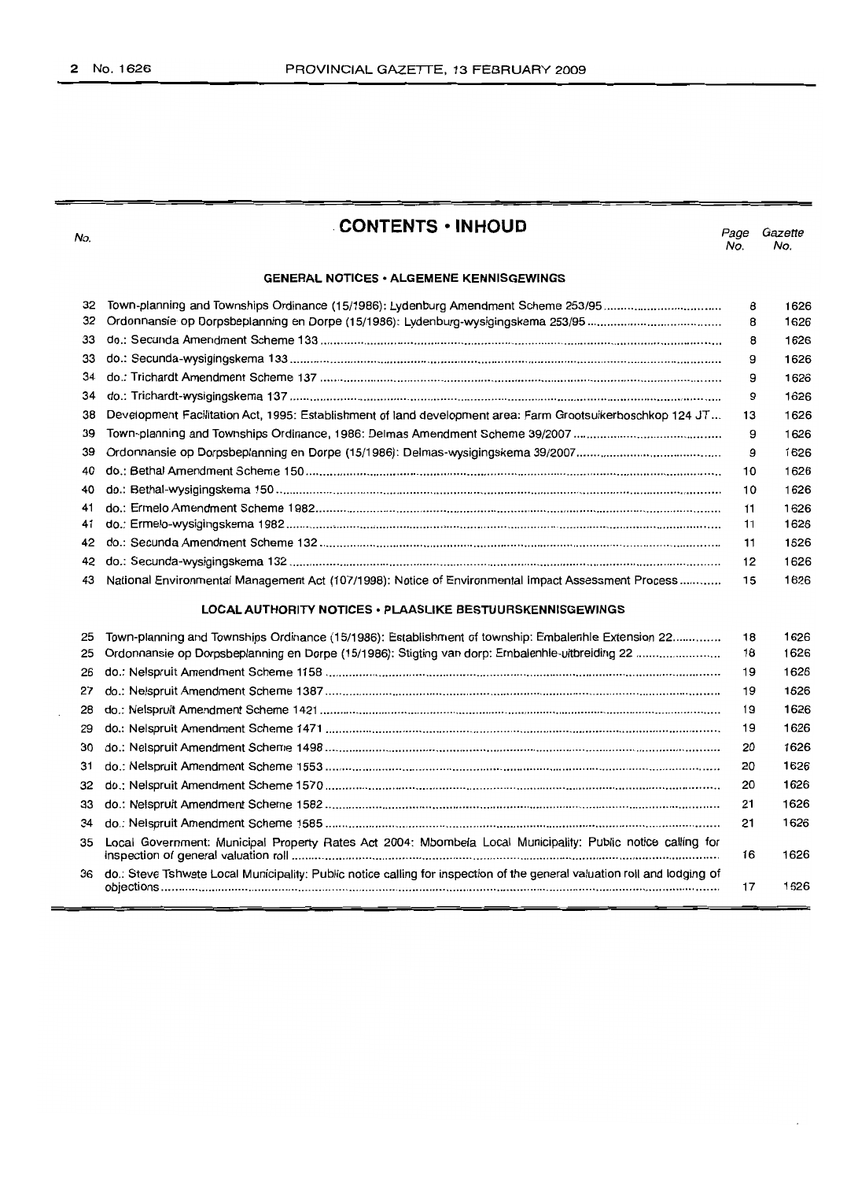# CONTENTS • INHOUD

| No. | | Page No. | Gazette No. |
|---|---|---|---|
| | **GENERAL NOTICES • ALGEMENE KENNISGEWINGS** | | |
| 32 | Town-planning and Townships Ordinance (15/1986): Lydenburg Amendment Scheme 253/95 | 8 | 1626 |
| 32 | Ordonnansie op Dorpsbeplanning en Dorpe (15/1986): Lydenburg-wysigingskema 253/95 | 8 | 1626 |
| 33 | do.: Secunda Amendment Scheme 133 | 8 | 1626 |
| 33 | do.: Secunda-wysigingskema 133 | 9 | 1626 |
| 34 | do.: Trichardt Amendment Scheme 137 | 9 | 1626 |
| 34 | do.: Trichardt-wysigingskema 137 | 9 | 1626 |
| 38 | Development Facilitation Act, 1995: Establishment of land development area: Farm Grootsuikerboschkop 124 JT... | 13 | 1626 |
| 39 | Town-planning and Townships Ordinance, 1986: Delmas Amendment Scheme 39/2007 | 9 | 1626 |
| 39 | Ordonnansie op Dorpsbeplanning en Dorpe (15/1986): Delmas-wysigingskema 39/2007 | 9 | 1626 |
| 40 | do.: Bethal Amendment Scheme 150 | 10 | 1626 |
| 40 | do.: Bethal-wysigingskema 150 | 10 | 1626 |
| 41 | do.: Ermelo Amendment Scheme 1982 | 11 | 1626 |
| 41 | do.: Ermelo-wysigingskema 1982 | 11 | 1626 |
| 42 | do.: Secunda Amendment Scheme 132 | 11 | 1626 |
| 42 | do.: Secunda-wysigingskema 132 | 12 | 1626 |
| 43 | National Environmental Management Act (107/1998): Notice of Environmental Impact Assessment Process | 15 | 1626 |
| | **LOCAL AUTHORITY NOTICES • PLAASLIKE BESTUURSKENNISGEWINGS** | | |
| 25 | Town-planning and Townships Ordinance (15/1986): Establishment of township: Embalenhle Extension 22 | 18 | 1626 |
| 25 | Ordonnansie op Dorpsbeplanning en Dorpe (15/1986): Stigting van dorp: Embalenhle-uitbreiding 22 | 18 | 1626 |
| 26 | do.: Nelspruit Amendment Scheme 1158 | 19 | 1626 |
| 27 | do.: Nelspruit Amendment Scheme 1387 | 19 | 1626 |
| 28 | do.: Nelspruit Amendment Scheme 1421 | 19 | 1626 |
| 29 | do.: Nelspruit Amendment Scheme 1471 | 19 | 1626 |
| 30 | do.: Nelspruit Amendment Scheme 1498 | 20 | 1626 |
| 31 | do.: Nelspruit Amendment Scheme 1553 | 20 | 1626 |
| 32 | do.: Nelspruit Amendment Scheme 1570 | 20 | 1626 |
| 33 | do.: Nelspruit Amendment Scheme 1582 | 21 | 1626 |
| 34 | do.: Nelspruit Amendment Scheme 1585 | 21 | 1626 |
| 35 | Local Government: Municipal Property Rates Act 2004: Mbombela Local Municipality: Public notice calling for inspection of general valuation roll | 16 | 1626 |
| 36 | do.: Steve Tshwete Local Municipality: Public notice calling for inspection of the general valuation roll and lodging of objections | 17 | 1626 |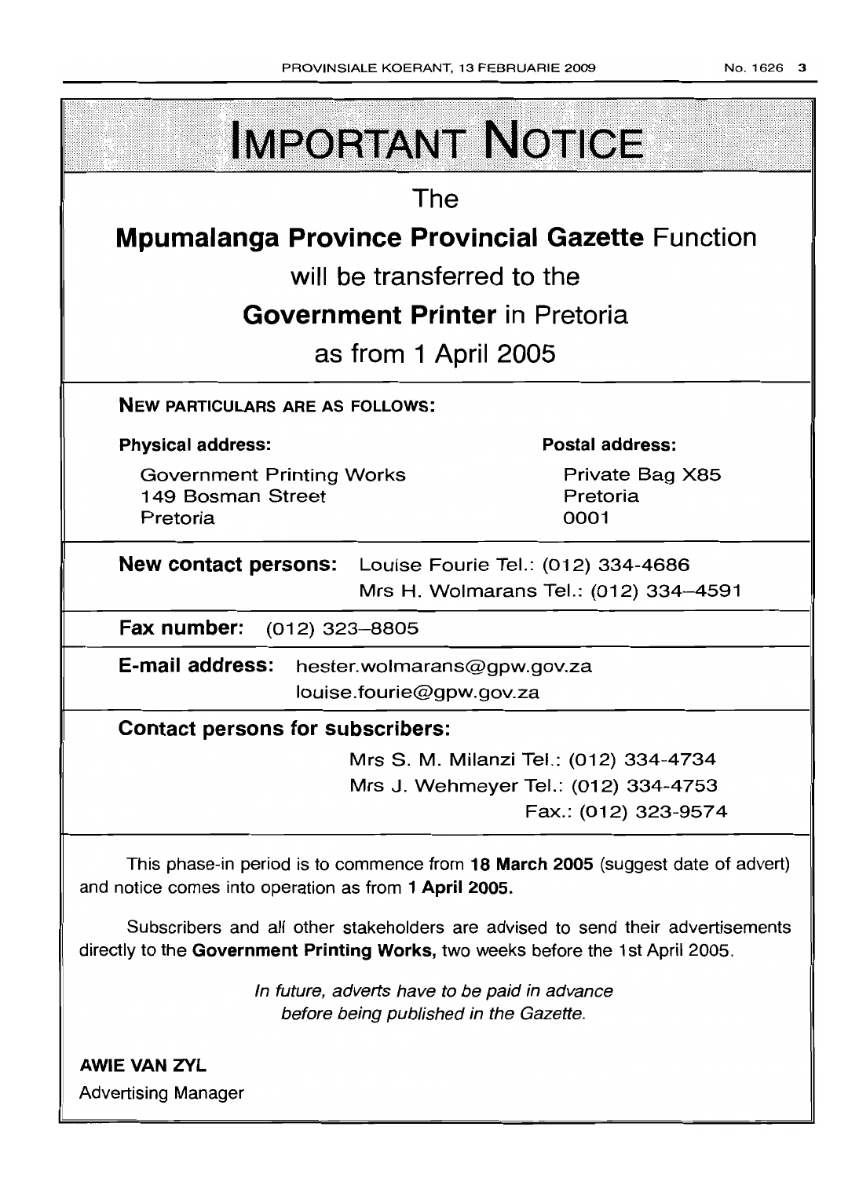# IMPORTANT NOTICE

The

**Mpumalanga Province Provincial Gazette** Function

will be transferred to the

**Government Printer** in Pretoria

as from 1 April 2005

**NEW PARTICULARS ARE AS FOLLOWS:**

**Physical address:**

Government Printing Works
149 Bosman Street
Pretoria

**Postal address:**

Private Bag X85
Pretoria
0001

**New contact persons:** Louise Fourie Tel.: (012) 334-4686
Mrs H. Wolmarans Tel.: (012) 334–4591

**Fax number:** (012) 323–8805

**E-mail address:** hester.wolmarans@gpw.gov.za
louise.fourie@gpw.gov.za

**Contact persons for subscribers:**

Mrs S. M. Milanzi Tel.: (012) 334-4734
Mrs J. Wehmeyer Tel.: (012) 334-4753
Fax.: (012) 323-9574

This phase-in period is to commence from **18 March 2005** (suggest date of advert) and notice comes into operation as from **1 April 2005.**

Subscribers and all other stakeholders are advised to send their advertisements directly to the **Government Printing Works,** two weeks before the 1st April 2005.

*In future, adverts have to be paid in advance before being published in the Gazette.*

**AWIE VAN ZYL**
Advertising Manager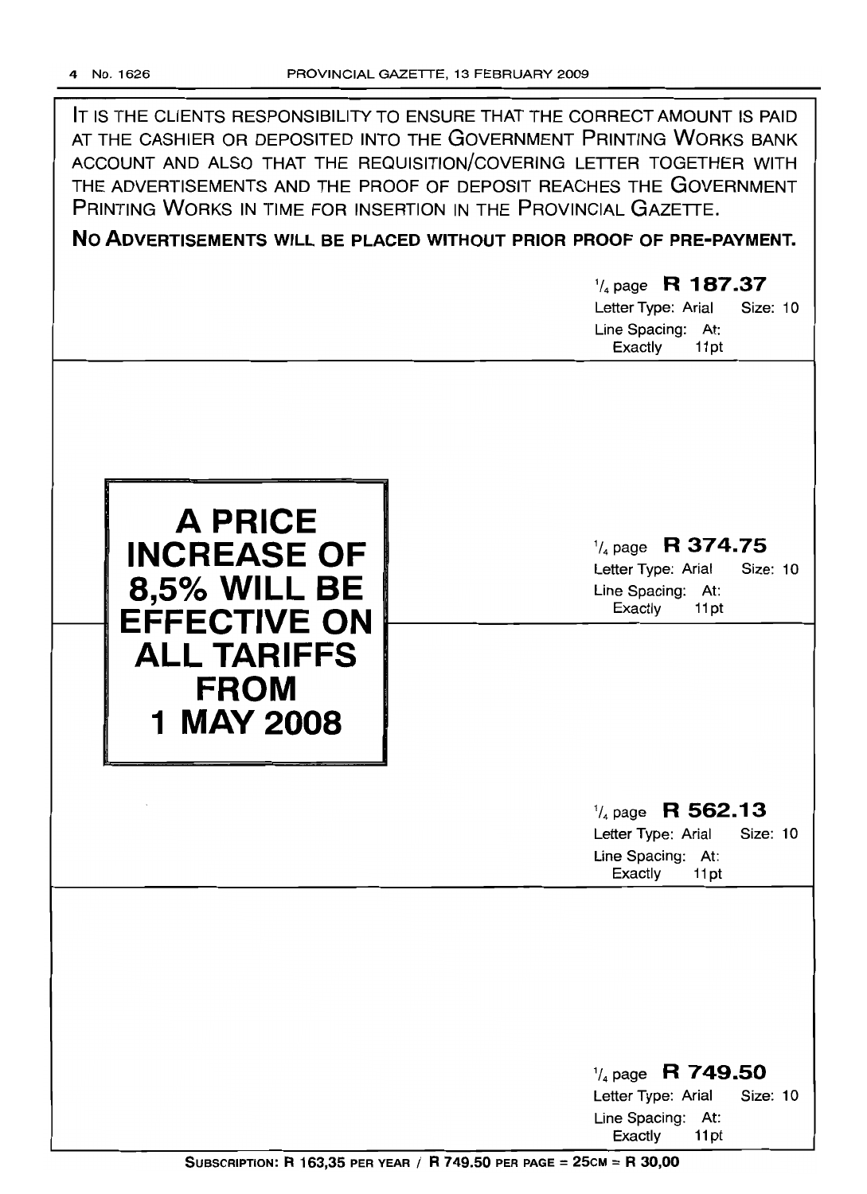IT IS THE CLIENTS RESPONSIBILITY TO ENSURE THAT THE CORRECT AMOUNT IS PAID AT THE CASHIER OR DEPOSITED INTO THE GOVERNMENT PRINTING WORKS BANK ACCOUNT AND ALSO THAT THE REQUISITION/COVERING LETTER TOGETHER WITH THE ADVERTISEMENTS AND THE PROOF OF DEPOSIT REACHES THE GOVERNMENT PRINTING WORKS IN TIME FOR INSERTION IN THE PROVINCIAL GAZETTE.

**NO ADVERTISEMENTS WILL BE PLACED WITHOUT PRIOR PROOF OF PRE-PAYMENT.**

1/4 page **R 187.37**
Letter Type: Arial Size: 10
Line Spacing: At: Exactly 11pt

**A PRICE INCREASE OF 8,5% WILL BE EFFECTIVE ON ALL TARIFFS FROM 1 MAY 2008**

1/4 page **R 374.75**
Letter Type: Arial Size: 10
Line Spacing: At: Exactly 11pt

1/4 page **R 562.13**
Letter Type: Arial Size: 10
Line Spacing: At: Exactly 11pt

1/4 page **R 749.50**
Letter Type: Arial Size: 10
Line Spacing: At: Exactly 11pt

**SUBSCRIPTION: R 163,35 PER YEAR / R 749.50 PER PAGE = 25CM = R 30,00**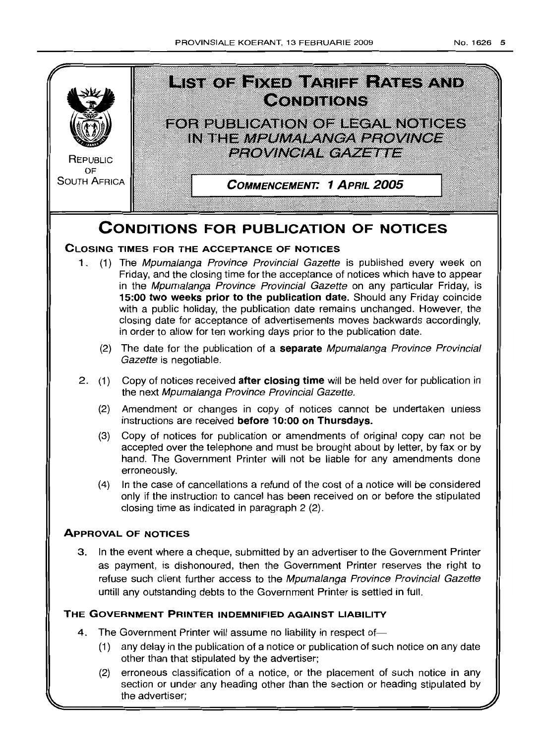REPUBLIC OF SOUTH AFRICA

# LIST OF FIXED TARIFF RATES AND CONDITIONS

## FOR PUBLICATION OF LEGAL NOTICES IN THE *MPUMALANGA PROVINCE PROVINCIAL GAZETTE*

**COMMENCEMENT: 1 APRIL 2005**

# CONDITIONS FOR PUBLICATION OF NOTICES

### CLOSING TIMES FOR THE ACCEPTANCE OF NOTICES

1. (1) The *Mpumalanga Province Provincial Gazette* is published every week on Friday, and the closing time for the acceptance of notices which have to appear in the *Mpumalanga Province Provincial Gazette* on any particular Friday, is **15:00 two weeks prior to the publication date.** Should any Friday coincide with a public holiday, the publication date remains unchanged. However, the closing date for acceptance of advertisements moves backwards accordingly, in order to allow for ten working days prior to the publication date.

   (2) The date for the publication of a **separate** *Mpumalanga Province Provincial Gazette* is negotiable.

2. (1) Copy of notices received **after closing time** will be held over for publication in the next *Mpumalanga Province Provincial Gazette.*

   (2) Amendment or changes in copy of notices cannot be undertaken unless instructions are received **before 10:00 on Thursdays.**

   (3) Copy of notices for publication or amendments of original copy can not be accepted over the telephone and must be brought about by letter, by fax or by hand. The Government Printer will not be liable for any amendments done erroneously.

   (4) In the case of cancellations a refund of the cost of a notice will be considered only if the instruction to cancel has been received on or before the stipulated closing time as indicated in paragraph 2 (2).

### APPROVAL OF NOTICES

3. In the event where a cheque, submitted by an advertiser to the Government Printer as payment, is dishonoured, then the Government Printer reserves the right to refuse such client further access to the *Mpumalanga Province Provincial Gazette* untill any outstanding debts to the Government Printer is settled in full.

### THE GOVERNMENT PRINTER INDEMNIFIED AGAINST LIABILITY

4. The Government Printer will assume no liability in respect of—

   (1) any delay in the publication of a notice or publication of such notice on any date other than that stipulated by the advertiser;

   (2) erroneous classification of a notice, or the placement of such notice in any section or under any heading other than the section or heading stipulated by the advertiser;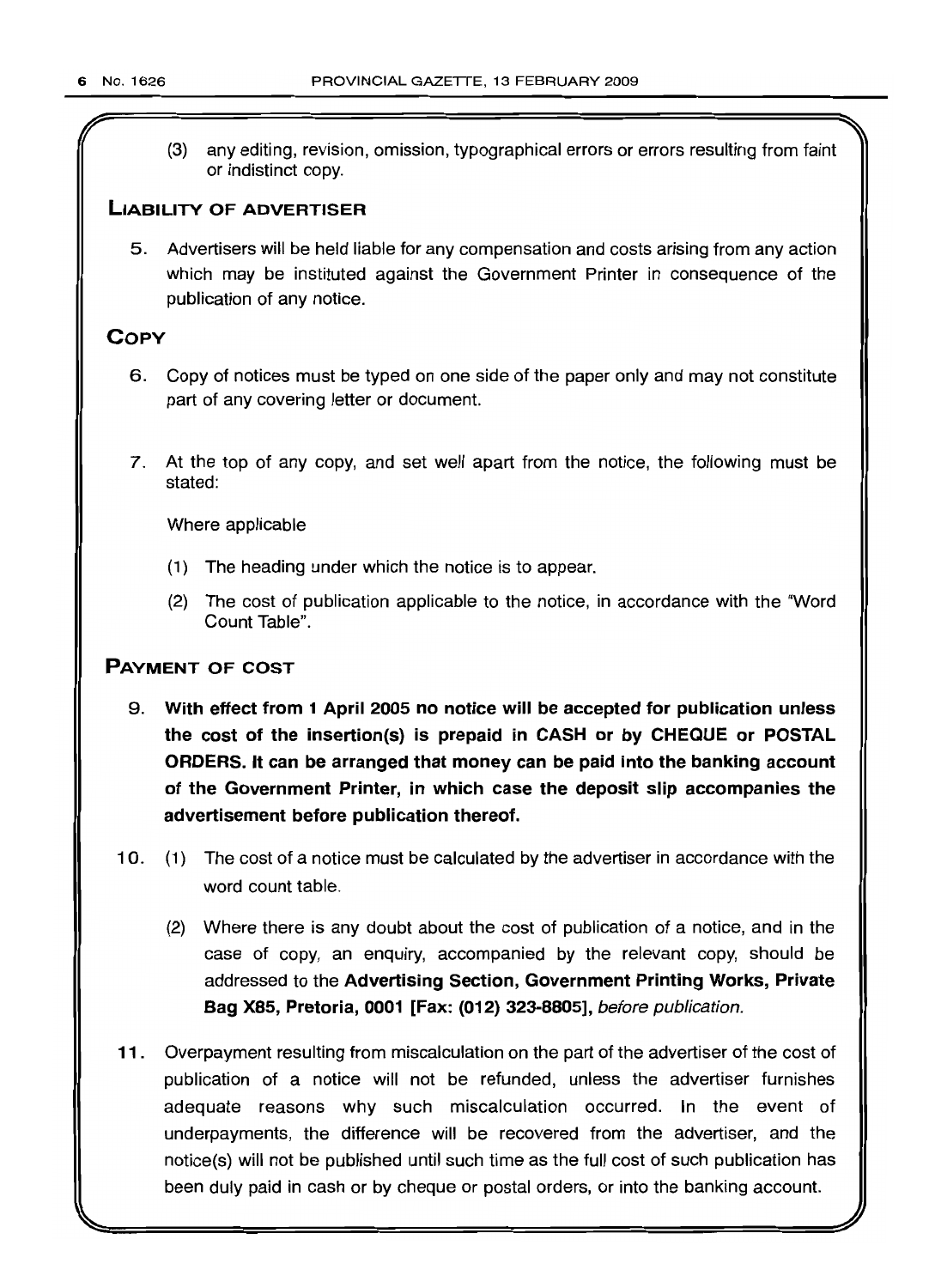(3) any editing, revision, omission, typographical errors or errors resulting from faint or indistinct copy.

## LIABILITY OF ADVERTISER

5. Advertisers will be held liable for any compensation and costs arising from any action which may be instituted against the Government Printer in consequence of the publication of any notice.

## COPY

6. Copy of notices must be typed on one side of the paper only and may not constitute part of any covering letter or document.

7. At the top of any copy, and set well apart from the notice, the following must be stated:

   Where applicable

   (1) The heading under which the notice is to appear.

   (2) The cost of publication applicable to the notice, in accordance with the "Word Count Table".

## PAYMENT OF COST

9. **With effect from 1 April 2005 no notice will be accepted for publication unless the cost of the insertion(s) is prepaid in CASH or by CHEQUE or POSTAL ORDERS. It can be arranged that money can be paid into the banking account of the Government Printer, in which case the deposit slip accompanies the advertisement before publication thereof.**

10. (1) The cost of a notice must be calculated by the advertiser in accordance with the word count table.

    (2) Where there is any doubt about the cost of publication of a notice, and in the case of copy, an enquiry, accompanied by the relevant copy, should be addressed to the **Advertising Section, Government Printing Works, Private Bag X85, Pretoria, 0001 [Fax: (012) 323-8805]**, *before publication*.

11. Overpayment resulting from miscalculation on the part of the advertiser of the cost of publication of a notice will not be refunded, unless the advertiser furnishes adequate reasons why such miscalculation occurred. In the event of underpayments, the difference will be recovered from the advertiser, and the notice(s) will not be published until such time as the full cost of such publication has been duly paid in cash or by cheque or postal orders, or into the banking account.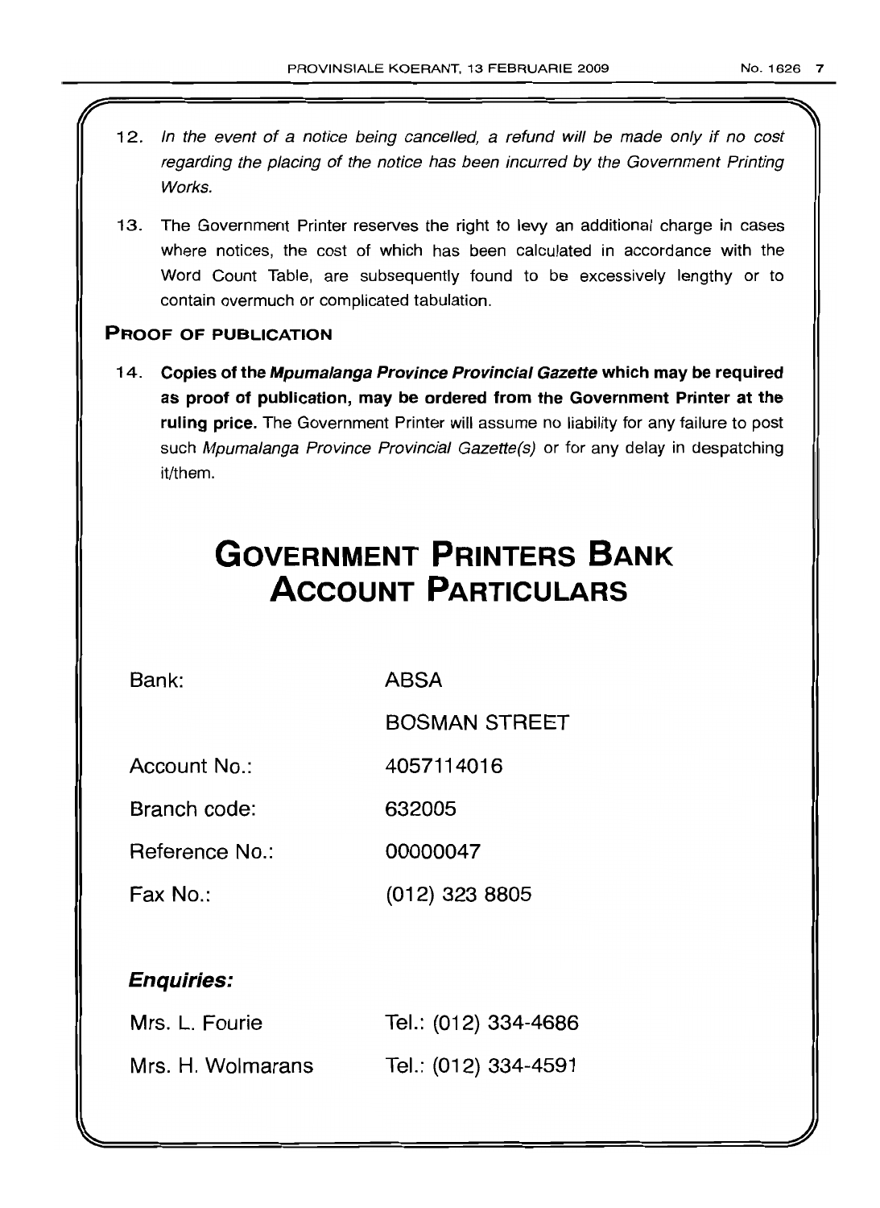12. *In the event of a notice being cancelled, a refund will be made only if no cost regarding the placing of the notice has been incurred by the Government Printing Works.*

13. The Government Printer reserves the right to levy an additional charge in cases where notices, the cost of which has been calculated in accordance with the Word Count Table, are subsequently found to be excessively lengthy or to contain overmuch or complicated tabulation.

## PROOF OF PUBLICATION

14. **Copies of the *Mpumalanga Province Provincial Gazette* which may be required as proof of publication, may be ordered from the Government Printer at the ruling price.** The Government Printer will assume no liability for any failure to post such *Mpumalanga Province Provincial Gazette(s)* or for any delay in despatching it/them.

# GOVERNMENT PRINTERS BANK ACCOUNT PARTICULARS

| | |
|---|---|
| Bank: | ABSA |
| | BOSMAN STREET |
| Account No.: | 4057114016 |
| Branch code: | 632005 |
| Reference No.: | 00000047 |
| Fax No.: | (012) 323 8805 |

### *Enquiries:*

| | |
|---|---|
| Mrs. L. Fourie | Tel.: (012) 334-4686 |
| Mrs. H. Wolmarans | Tel.: (012) 334-4591 |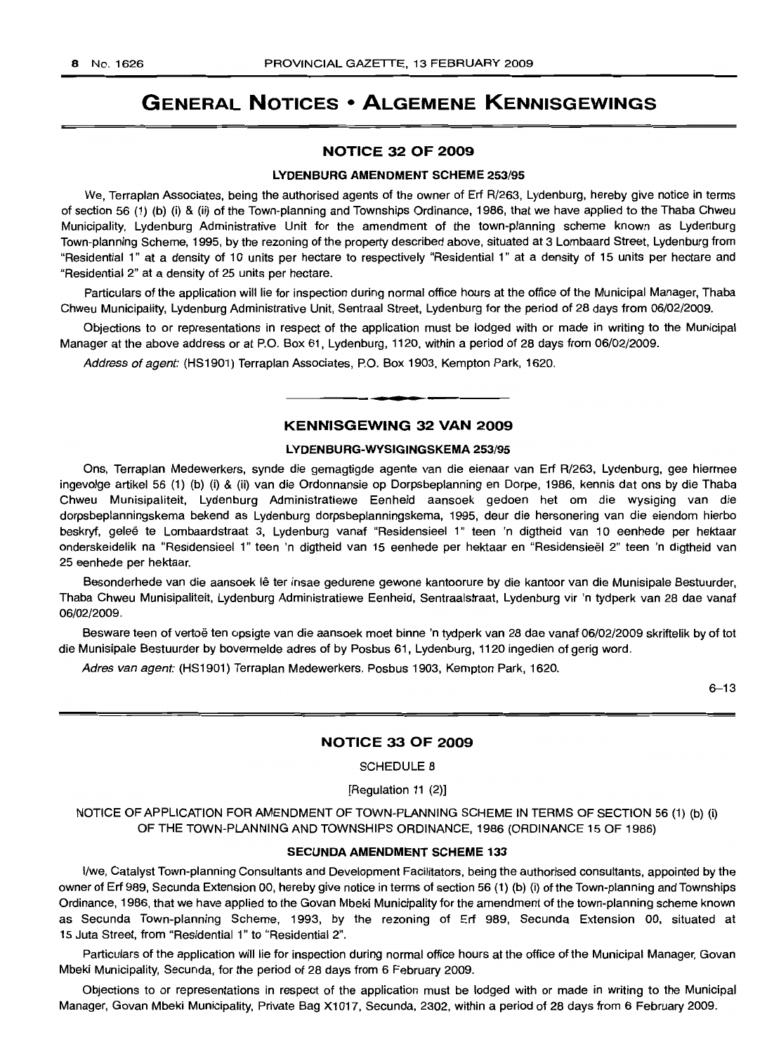# GENERAL NOTICES • ALGEMENE KENNISGEWINGS

## NOTICE 32 OF 2009

### LYDENBURG AMENDMENT SCHEME 253/95

We, Terraplan Associates, being the authorised agents of the owner of Erf R/263, Lydenburg, hereby give notice in terms of section 56 (1) (b) (i) & (ii) of the Town-planning and Townships Ordinance, 1986, that we have applied to the Thaba Chweu Municipality, Lydenburg Administrative Unit for the amendment of the town-planning scheme known as Lydenburg Town-planning Scheme, 1995, by the rezoning of the property described above, situated at 3 Lombaard Street, Lydenburg from "Residential 1" at a density of 10 units per hectare to respectively "Residential 1" at a density of 15 units per hectare and "Residential 2" at a density of 25 units per hectare.

Particulars of the application will lie for inspection during normal office hours at the office of the Municipal Manager, Thaba Chweu Municipality, Lydenburg Administrative Unit, Sentraal Street, Lydenburg for the period of 28 days from 06/02/2009.

Objections to or representations in respect of the application must be lodged with or made in writing to the Municipal Manager at the above address or at P.O. Box 61, Lydenburg, 1120, within a period of 28 days from 06/02/2009.

*Address of agent:* (HS1901) Terraplan Associates, P.O. Box 1903, Kempton Park, 1620.

## KENNISGEWING 32 VAN 2009

### LYDENBURG-WYSIGINGSKEMA 253/95

Ons, Terraplan Medewerkers, synde die gemagtigde agente van die eienaar van Erf R/263, Lydenburg, gee hiermee ingevolge artikel 56 (1) (b) (i) & (ii) van die Ordonnansie op Dorpsbeplanning en Dorpe, 1986, kennis dat ons by die Thaba Chweu Munisipaliteit, Lydenburg Administratiewe Eenheid aansoek gedoen het om die wysiging van die dorpsbeplanningskema bekend as Lydenburg dorpsbeplanningskema, 1995, deur die hersonering van die eiendom hierbo beskryf, geleë te Lombaardstraat 3, Lydenburg vanaf "Residensieel 1" teen 'n digtheid van 10 eenhede per hektaar onderskeidelik na "Residensieel 1" teen 'n digtheid van 15 eenhede per hektaar en "Residensieël 2" teen 'n digtheid van 25 eenhede per hektaar.

Besonderhede van die aansoek lê ter insae gedurende gewone kantoorure by die kantoor van die Munisipale Bestuurder, Thaba Chweu Munisipaliteit, Lydenburg Administratiewe Eenheid, Sentraalstraat, Lydenburg vir 'n tydperk van 28 dae vanaf 06/02/2009.

Besware teen of vertoë ten opsigte van die aansoek moet binne 'n tydperk van 28 dae vanaf 06/02/2009 skriftelik by of tot die Munisipale Bestuurder by bovermelde adres of by Posbus 61, Lydenburg, 1120 ingedien of gerig word.

*Adres van agent:* (HS1901) Terraplan Medewerkers, Posbus 1903, Kempton Park, 1620.

6–13

## NOTICE 33 OF 2009

SCHEDULE 8

[Regulation 11 (2)]

NOTICE OF APPLICATION FOR AMENDMENT OF TOWN-PLANNING SCHEME IN TERMS OF SECTION 56 (1) (b) (i) OF THE TOWN-PLANNING AND TOWNSHIPS ORDINANCE, 1986 (ORDINANCE 15 OF 1986)

### SECUNDA AMENDMENT SCHEME 133

I/we, Catalyst Town-planning Consultants and Development Facilitators, being the authorised consultants, appointed by the owner of Erf 989, Secunda Extension 00, hereby give notice in terms of section 56 (1) (b) (i) of the Town-planning and Townships Ordinance, 1986, that we have applied to the Govan Mbeki Municipality for the amendment of the town-planning scheme known as Secunda Town-planning Scheme, 1993, by the rezoning of Erf 989, Secunda Extension 00, situated at 15 Juta Street, from "Residential 1" to "Residential 2".

Particulars of the application will lie for inspection during normal office hours at the office of the Municipal Manager, Govan Mbeki Municipality, Secunda, for the period of 28 days from 6 February 2009.

Objections to or representations in respect of the application must be lodged with or made in writing to the Municipal Manager, Govan Mbeki Municipality, Private Bag X1017, Secunda, 2302, within a period of 28 days from 6 February 2009.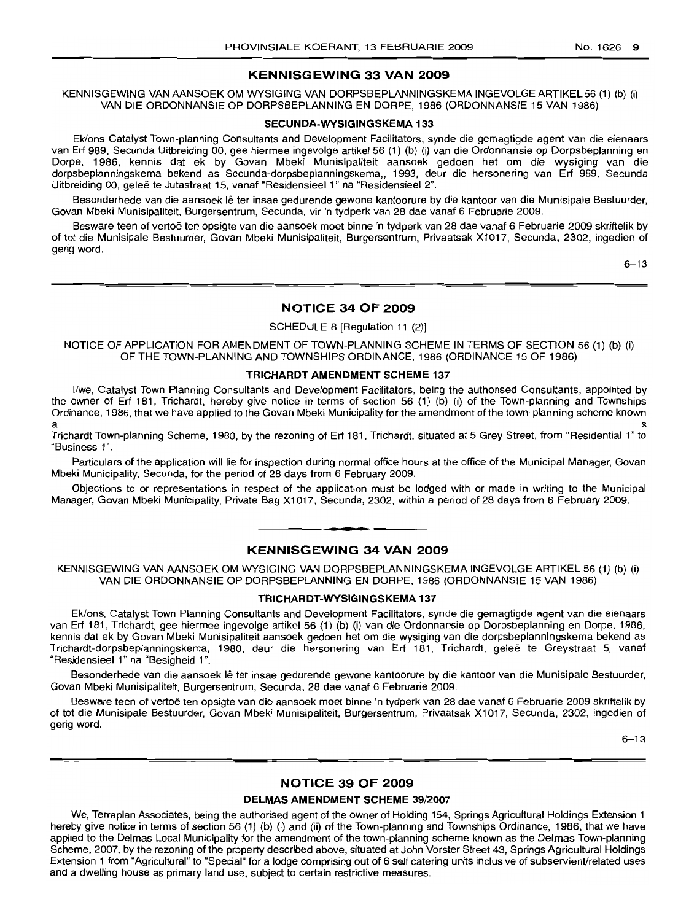## KENNISGEWING 33 VAN 2009

KENNISGEWING VAN AANSOEK OM WYSIGING VAN DORPSBEPLANNINGSKEMA INGEVOLGE ARTIKEL 56 (1) (b) (i) VAN DIE ORDONNANSIE OP DORPSBEPLANNING EN DORPE, 1986 (ORDONNANSIE 15 VAN 1986)

### SECUNDA-WYSIGINGSKEMA 133

Ek/ons Catalyst Town-planning Consultants and Development Facilitators, synde die gemagtigde agent van die eienaars van Erf 989, Secunda Uitbreiding 00, gee hiermee ingevolge artikel 56 (1) (b) (i) van die Ordonnansie op Dorpsbeplanning en Dorpe, 1986, kennis dat ek by Govan Mbeki Munisipaliteit aansoek gedoen het om die wysiging van die dorpsbeplanningskema bekend as Secunda-dorpsbeplanningskema,, 1993, deur die hersonering van Erf 989, Secunda Uitbreiding 00, geleë te Jutastraat 15, vanaf "Residensieel 1" na "Residensieel 2".

Besonderhede van die aansoek lê ter insae gedurende gewone kantoorure by die kantoor van die Munisipale Bestuurder, Govan Mbeki Munisipaliteit, Burgersentrum, Secunda, vir 'n tydperk van 28 dae vanaf 6 Februarie 2009.

Besware teen of vertoë ten opsigte van die aansoek moet binne 'n tydperk van 28 dae vanaf 6 Februarie 2009 skriftelik by of tot die Munisipale Bestuurder, Govan Mbeki Munisipaliteit, Burgersentrum, Privaatsak X1017, Secunda, 2302, ingedien of gerig word.

6–13

## NOTICE 34 OF 2009

SCHEDULE 8 [Regulation 11 (2)]

NOTICE OF APPLICATION FOR AMENDMENT OF TOWN-PLANNING SCHEME IN TERMS OF SECTION 56 (1) (b) (i) OF THE TOWN-PLANNING AND TOWNSHIPS ORDINANCE, 1986 (ORDINANCE 15 OF 1986)

### TRICHARDT AMENDMENT SCHEME 137

I/we, Catalyst Town Planning Consultants and Development Facilitators, being the authorised Consultants, appointed by the owner of Erf 181, Trichardt, hereby give notice in terms of section 56 (1) (b) (i) of the Town-planning and Townships Ordinance, 1986, that we have applied to the Govan Mbeki Municipality for the amendment of the town-planning scheme known as Trichardt Town-planning Scheme, 1980, by the rezoning of Erf 181, Trichardt, situated at 5 Grey Street, from "Residential 1" to "Business 1".

Particulars of the application will lie for inspection during normal office hours at the office of the Municipal Manager, Govan Mbeki Municipality, Secunda, for the period of 28 days from 6 February 2009.

Objections to or representations in respect of the application must be lodged with or made in writing to the Municipal Manager, Govan Mbeki Municipality, Private Bag X1017, Secunda, 2302, within a period of 28 days from 6 February 2009.

## KENNISGEWING 34 VAN 2009

KENNISGEWING VAN AANSOEK OM WYSIGING VAN DORPSBEPLANNINGSKEMA INGEVOLGE ARTIKEL 56 (1) (b) (i) VAN DIE ORDONNANSIE OP DORPSBEPLANNING EN DORPE, 1986 (ORDONNANSIE 15 VAN 1986)

### TRICHARDT-WYSIGINGSKEMA 137

Ek/ons, Catalyst Town Planning Consultants and Development Facilitators, synde die gemagtigde agent van die eienaars van Erf 181, Trichardt, gee hiermee ingevolge artikel 56 (1) (b) (i) van die Ordonnansie op Dorpsbeplanning en Dorpe, 1986, kennis dat ek by Govan Mbeki Munisipaliteit aansoek gedoen het om die wysiging van die dorpsbeplanningskema bekend as Trichardt-dorpsbeplanningskema, 1980, deur die hersonering van Erf 181, Trichardt, geleë te Greystraat 5, vanaf "Residensieel 1" na "Besigheid 1".

Besonderhede van die aansoek lê ter insae gedurende gewone kantoorure by die kantoor van die Munisipale Bestuurder, Govan Mbeki Munisipaliteit, Burgersentrum, Secunda, 28 dae vanaf 6 Februarie 2009.

Besware teen of vertoë ten opsigte van die aansoek moet binne 'n tydperk van 28 dae vanaf 6 Februarie 2009 skriftelik by of tot die Munisipale Bestuurder, Govan Mbeki Munisipaliteit, Burgersentrum, Privaatsak X1017, Secunda, 2302, ingedien of gerig word.

6–13

## NOTICE 39 OF 2009

### DELMAS AMENDMENT SCHEME 39/2007

We, Terraplan Associates, being the authorised agent of the owner of Holding 154, Springs Agricultural Holdings Extension 1 hereby give notice in terms of section 56 (1) (b) (i) and (ii) of the Town-planning and Townships Ordinance, 1986, that we have applied to the Delmas Local Municipality for the amendment of the town-planning scheme known as the Delmas Town-planning Scheme, 2007, by the rezoning of the property described above, situated at John Vorster Street 43, Springs Agricultural Holdings Extension 1 from "Agricultural" to "Special" for a lodge comprising out of 6 self catering units inclusive of subservient/related uses and a dwelling house as primary land use, subject to certain restrictive measures.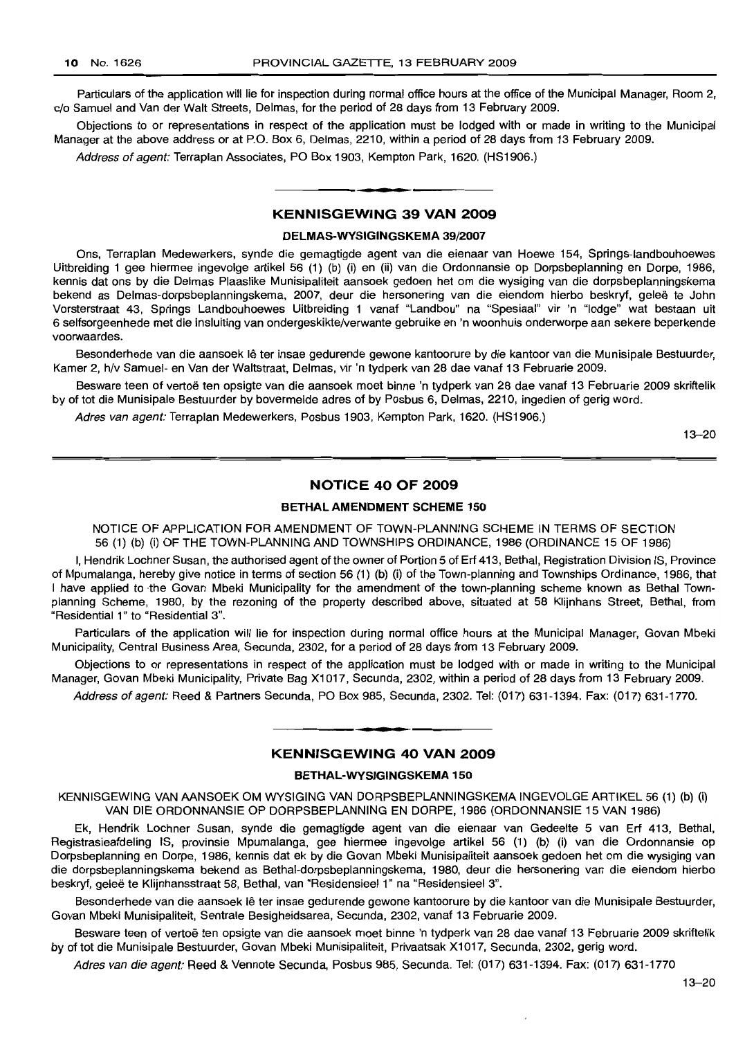Particulars of the application will lie for inspection during normal office hours at the office of the Municipal Manager, Room 2, c/o Samuel and Van der Walt Streets, Delmas, for the period of 28 days from 13 February 2009.

Objections to or representations in respect of the application must be lodged with or made in writing to the Municipal Manager at the above address or at P.O. Box 6, Delmas, 2210, within a period of 28 days from 13 February 2009.

*Address of agent:* Terraplan Associates, PO Box 1903, Kempton Park, 1620. (HS1906.)

## KENNISGEWING 39 VAN 2009

### DELMAS-WYSIGINGSKEMA 39/2007

Ons, Terraplan Medewerkers, synde die gemagtigde agent van die eienaar van Hoewe 154, Springs-landbouhoewes Uitbreiding 1 gee hiermee ingevolge artikel 56 (1) (b) (i) en (ii) van die Ordonnansie op Dorpsbeplanning en Dorpe, 1986, kennis dat ons by die Delmas Plaaslike Munisipaliteit aansoek gedoen het om die wysiging van die dorpsbeplanningskema bekend as Delmas-dorpsbeplanningskema, 2007, deur die hersonering van die eiendom hierbo beskryf, geleë te John Vorsterstraat 43, Springs Landbouhoewes Uitbreiding 1 vanaf "Landbou" na "Spesiaal" vir 'n "lodge" wat bestaan uit 6 selfsorgeenhede met die insluiting van ondergeskikte/verwante gebruike en 'n woonhuis onderworpe aan sekere beperkende voorwaardes.

Besonderhede van die aansoek lê ter insae gedurende gewone kantoorure by die kantoor van die Munisipale Bestuurder, Kamer 2, h/v Samuel- en Van der Waltstraat, Delmas, vir 'n tydperk van 28 dae vanaf 13 Februarie 2009.

Besware teen of vertoë ten opsigte van die aansoek moet binne 'n tydperk van 28 dae vanaf 13 Februarie 2009 skriftelik by of tot die Munisipale Bestuurder by bovermelde adres of by Posbus 6, Delmas, 2210, ingedien of gerig word.

*Adres van agent:* Terraplan Medewerkers, Posbus 1903, Kempton Park, 1620. (HS1906.)

13–20

## NOTICE 40 OF 2009

### BETHAL AMENDMENT SCHEME 150

NOTICE OF APPLICATION FOR AMENDMENT OF TOWN-PLANNING SCHEME IN TERMS OF SECTION 56 (1) (b) (i) OF THE TOWN-PLANNING AND TOWNSHIPS ORDINANCE, 1986 (ORDINANCE 15 OF 1986)

I, Hendrik Lochner Susan, the authorised agent of the owner of Portion 5 of Erf 413, Bethal, Registration Division IS, Province of Mpumalanga, hereby give notice in terms of section 56 (1) (b) (i) of the Town-planning and Townships Ordinance, 1986, that I have applied to the Govan Mbeki Municipality for the amendment of the town-planning scheme known as Bethal Town-planning Scheme, 1980, by the rezoning of the property described above, situated at 58 Klijnhans Street, Bethal, from "Residential 1" to "Residential 3".

Particulars of the application will lie for inspection during normal office hours at the Municipal Manager, Govan Mbeki Municipality, Central Business Area, Secunda, 2302, for a period of 28 days from 13 February 2009.

Objections to or representations in respect of the application must be lodged with or made in writing to the Municipal Manager, Govan Mbeki Municipality, Private Bag X1017, Secunda, 2302, within a period of 28 days from 13 February 2009.

*Address of agent:* Reed & Partners Secunda, PO Box 985, Secunda, 2302. Tel: (017) 631-1394. Fax: (017) 631-1770.

## KENNISGEWING 40 VAN 2009

### BETHAL-WYSIGINGSKEMA 150

KENNISGEWING VAN AANSOEK OM WYSIGING VAN DORPSBEPLANNINGSKEMA INGEVOLGE ARTIKEL 56 (1) (b) (i) VAN DIE ORDONNANSIE OP DORPSBEPLANNING EN DORPE, 1986 (ORDONNANSIE 15 VAN 1986)

Ek, Hendrik Lochner Susan, synde die gemagtigde agent van die eienaar van Gedeelte 5 van Erf 413, Bethal, Registrasieafdeling IS, provinsie Mpumalanga, gee hiermee ingevolge artikel 56 (1) (b) (i) van die Ordonnansie op Dorpsbeplanning en Dorpe, 1986, kennis dat ek by die Govan Mbeki Munisipaliteit aansoek gedoen het om die wysiging van die dorpsbeplanningskema bekend as Bethal-dorpsbeplanningskema, 1980, deur die hersonering van die eiendom hierbo beskryf, geleë te Klijnhansstraat 58, Bethal, van "Residensieel 1" na "Residensieel 3".

Besonderhede van die aansoek lê ter insae gedurende gewone kantoorure by die kantoor van die Munisipale Bestuurder, Govan Mbeki Munisipaliteit, Sentrale Besigheidsarea, Secunda, 2302, vanaf 13 Februarie 2009.

Besware teen of vertoë ten opsigte van die aansoek moet binne 'n tydperk van 28 dae vanaf 13 Februarie 2009 skriftelik by of tot die Munisipale Bestuurder, Govan Mbeki Munisipaliteit, Privaatsak X1017, Secunda, 2302, gerig word.

*Adres van die agent:* Reed & Vennote Secunda, Posbus 985, Secunda. Tel: (017) 631-1394. Fax: (017) 631-1770

13–20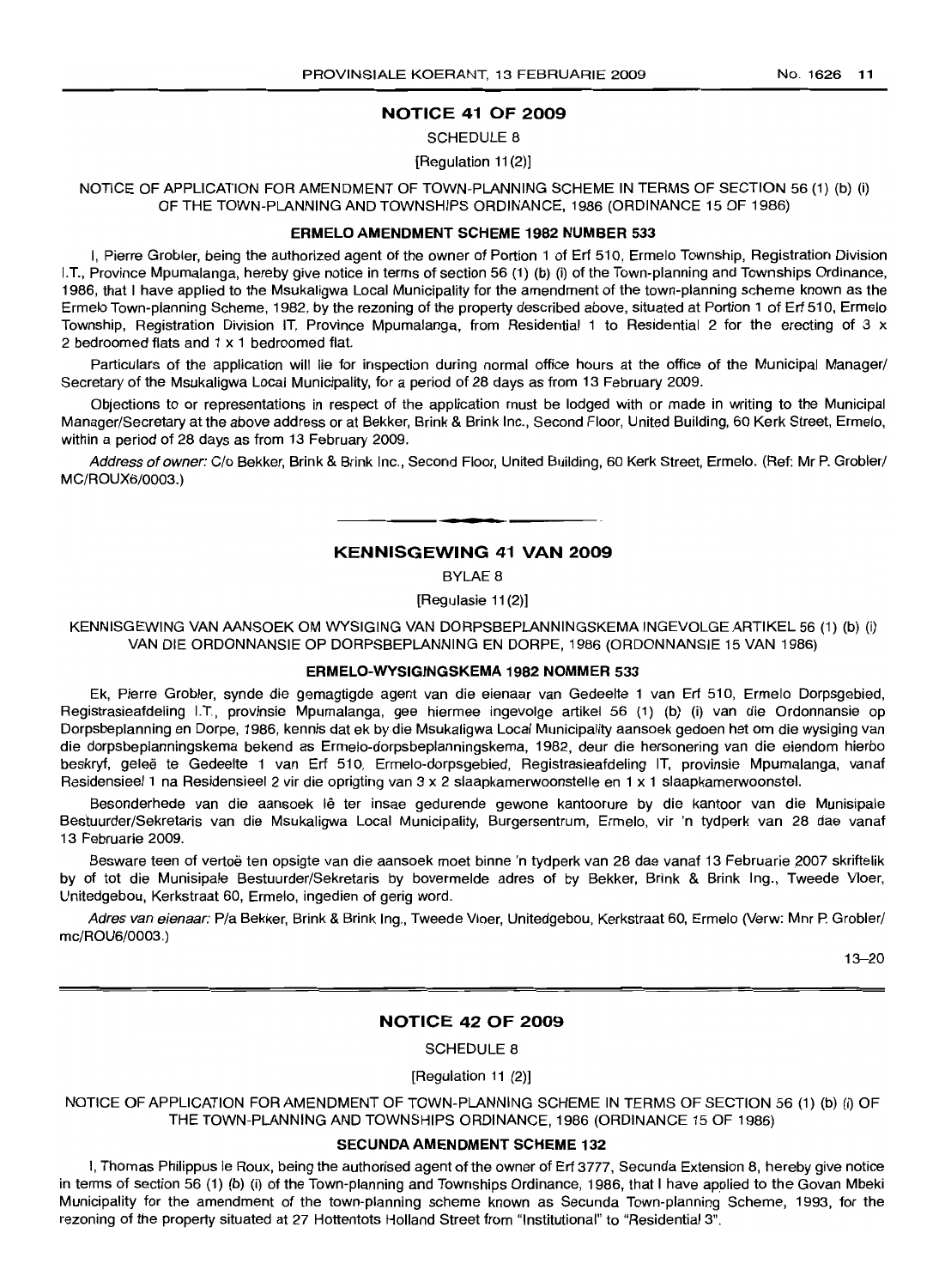## NOTICE 41 OF 2009

SCHEDULE 8

[Regulation 11(2)]

NOTICE OF APPLICATION FOR AMENDMENT OF TOWN-PLANNING SCHEME IN TERMS OF SECTION 56 (1) (b) (i) OF THE TOWN-PLANNING AND TOWNSHIPS ORDINANCE, 1986 (ORDINANCE 15 OF 1986)

**ERMELO AMENDMENT SCHEME 1982 NUMBER 533**

I, Pierre Grobler, being the authorized agent of the owner of Portion 1 of Erf 510, Ermelo Township, Registration Division I.T., Province Mpumalanga, hereby give notice in terms of section 56 (1) (b) (i) of the Town-planning and Townships Ordinance, 1986, that I have applied to the Msukaligwa Local Municipality for the amendment of the town-planning scheme known as the Ermelo Town-planning Scheme, 1982, by the rezoning of the property described above, situated at Portion 1 of Erf 510, Ermelo Township, Registration Division IT, Province Mpumalanga, from Residential 1 to Residential 2 for the erecting of 3 x 2 bedroomed flats and 1 x 1 bedroomed flat.

Particulars of the application will lie for inspection during normal office hours at the office of the Municipal Manager/Secretary of the Msukaligwa Local Municipality, for a period of 28 days as from 13 February 2009.

Objections to or representations in respect of the application must be lodged with or made in writing to the Municipal Manager/Secretary at the above address or at Bekker, Brink & Brink Inc., Second Floor, United Building, 60 Kerk Street, Ermelo, within a period of 28 days as from 13 February 2009.

*Address of owner:* C/o Bekker, Brink & Brink Inc., Second Floor, United Building, 60 Kerk Street, Ermelo. (Ref: Mr P. Grobler/MC/ROUX6/0003.)

---

## KENNISGEWING 41 VAN 2009

BYLAE 8

[Regulasie 11(2)]

KENNISGEWING VAN AANSOEK OM WYSIGING VAN DORPSBEPLANNINGSKEMA INGEVOLGE ARTIKEL 56 (1) (b) (i) VAN DIE ORDONNANSIE OP DORPSBEPLANNING EN DORPE, 1986 (ORDONNANSIE 15 VAN 1986)

**ERMELO-WYSIGINGSKEMA 1982 NOMMER 533**

Ek, Pierre Grobler, synde die gemagtigde agent van die eienaar van Gedeelte 1 van Erf 510, Ermelo Dorpsgebied, Registrasieafdeling I.T., provinsie Mpumalanga, gee hiermee ingevolge artikel 56 (1) (b) (i) van die Ordonnansie op Dorpsbeplanning en Dorpe, 1986, kennis dat ek by die Msukaligwa Local Municipality aansoek gedoen het om die wysiging van die dorpsbeplanningskema bekend as Ermelo-dorpsbeplanningskema, 1982, deur die hersonering van die eiendom hierbo beskryf, geleë te Gedeelte 1 van Erf 510, Ermelo-dorpsgebied, Registrasieafdeling IT, provinsie Mpumalanga, vanaf Residensieel 1 na Residensieel 2 vir die oprigting van 3 x 2 slaapkamerwoonstelle en 1 x 1 slaapkamerwoonstel.

Besonderhede van die aansoek lê ter insae gedurende gewone kantoorure by die kantoor van die Munisipale Bestuurder/Sekretaris van die Msukaligwa Local Municipality, Burgersentrum, Ermelo, vir 'n tydperk van 28 dae vanaf 13 Februarie 2009.

Besware teen of vertoë ten opsigte van die aansoek moet binne 'n tydperk van 28 dae vanaf 13 Februarie 2007 skriftelik by of tot die Munisipale Bestuurder/Sekretaris by bovermelde adres of by Bekker, Brink & Brink Ing., Tweede Vloer, Unitedgebou, Kerkstraat 60, Ermelo, ingedien of gerig word.

*Adres van eienaar:* P/a Bekker, Brink & Brink Ing., Tweede Vloer, Unitedgebou, Kerkstraat 60, Ermelo (Verw: Mnr P. Grobler/mc/ROU6/0003.)

13–20

---

## NOTICE 42 OF 2009

SCHEDULE 8

[Regulation 11 (2)]

NOTICE OF APPLICATION FOR AMENDMENT OF TOWN-PLANNING SCHEME IN TERMS OF SECTION 56 (1) (b) (i) OF THE TOWN-PLANNING AND TOWNSHIPS ORDINANCE, 1986 (ORDINANCE 15 OF 1986)

**SECUNDA AMENDMENT SCHEME 132**

I, Thomas Philippus le Roux, being the authorised agent of the owner of Erf 3777, Secunda Extension 8, hereby give notice in terms of section 56 (1) (b) (i) of the Town-planning and Townships Ordinance, 1986, that I have applied to the Govan Mbeki Municipality for the amendment of the town-planning scheme known as Secunda Town-planning Scheme, 1993, for the rezoning of the property situated at 27 Hottentots Holland Street from "Institutional" to "Residential 3".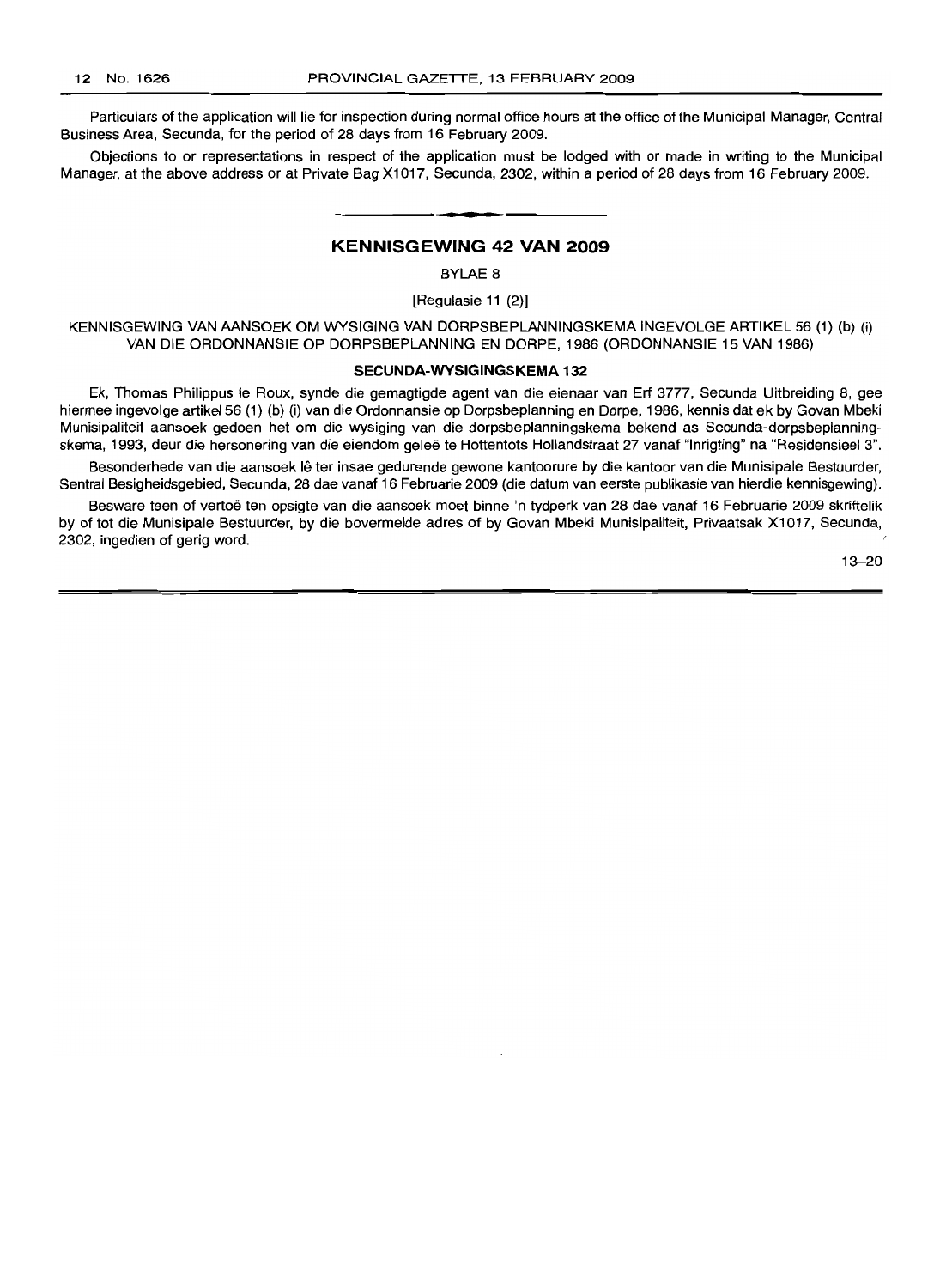Particulars of the application will lie for inspection during normal office hours at the office of the Municipal Manager, Central Business Area, Secunda, for the period of 28 days from 16 February 2009.

Objections to or representations in respect of the application must be lodged with or made in writing to the Municipal Manager, at the above address or at Private Bag X1017, Secunda, 2302, within a period of 28 days from 16 February 2009.

---

## KENNISGEWING 42 VAN 2009

BYLAE 8

[Regulasie 11 (2)]

KENNISGEWING VAN AANSOEK OM WYSIGING VAN DORPSBEPLANNINGSKEMA INGEVOLGE ARTIKEL 56 (1) (b) (i) VAN DIE ORDONNANSIE OP DORPSBEPLANNING EN DORPE, 1986 (ORDONNANSIE 15 VAN 1986)

### SECUNDA-WYSIGINGSKEMA 132

Ek, Thomas Philippus le Roux, synde die gemagtigde agent van die eienaar van Erf 3777, Secunda Uitbreiding 8, gee hiermee ingevolge artikel 56 (1) (b) (i) van die Ordonnansie op Dorpsbeplanning en Dorpe, 1986, kennis dat ek by Govan Mbeki Munisipaliteit aansoek gedoen het om die wysiging van die dorpsbeplanningskema bekend as Secunda-dorpsbeplanningskema, 1993, deur die hersonering van die eiendom geleë te Hottentots Hollandstraat 27 vanaf "Inrigting" na "Residensieel 3".

Besonderhede van die aansoek lê ter insae gedurende gewone kantoorure by die kantoor van die Munisipale Bestuurder, Sentral Besigheidsgebied, Secunda, 28 dae vanaf 16 Februarie 2009 (die datum van eerste publikasie van hierdie kennisgewing).

Besware teen of vertoë ten opsigte van die aansoek moet binne 'n tydperk van 28 dae vanaf 16 Februarie 2009 skriftelik by of tot die Munisipale Bestuurder, by die bovermelde adres of by Govan Mbeki Munisipaliteit, Privaatsak X1017, Secunda, 2302, ingedien of gerig word.

13–20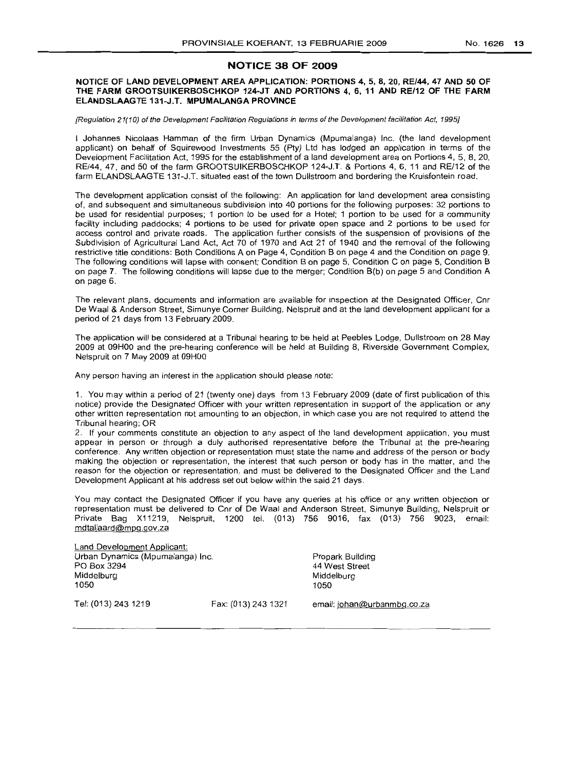## NOTICE 38 OF 2009

**NOTICE OF LAND DEVELOPMENT AREA APPLICATION: PORTIONS 4, 5, 8, 20, RE/44, 47 AND 50 OF THE FARM GROOTSUIKERBOSCHKOP 124-JT AND PORTIONS 4, 6, 11 AND RE/12 OF THE FARM ELANDSLAAGTE 131-J.T. MPUMALANGA PROVINCE**

*[Regulation 21(10) of the Development Facilitation Regulations in terms of the Development facilitation Act, 1995]*

I Johannes Nicolaas Hamman of the firm Urban Dynamics (Mpumalanga) Inc. (the land development applicant) on behalf of Squirewood Investments 55 (Pty) Ltd has lodged an application in terms of the Development Facilitation Act, 1995 for the establishment of a land development area on Portions 4, 5, 8, 20, RE/44, 47, and 50 of the farm GROOTSUIKERBOSCHKOP 124-J.T. & Portions 4, 6, 11 and RE/12 of the farm ELANDSLAAGTE 131-J.T. situated east of the town Dullstroom and bordering the Kruisfontein road.

The development application consist of the following: An application for land development area consisting of, and subsequent and simultaneous subdivision into 40 portions for the following purposes: 32 portions to be used for residential purposes; 1 portion to be used for a Hotel; 1 portion to be used for a community facility including paddocks; 4 portions to be used for private open space and 2 portions to be used for access control and private roads. The application further consists of the suspension of provisions of the Subdivision of Agricultural Land Act, Act 70 of 1970 and Act 21 of 1940 and the removal of the following restrictive title conditions: Both Conditions A on Page 4, Condition B on page 4 and the Condition on page 9. The following conditions will lapse with consent; Condition B on page 5, Condition C on page 5, Condition B on page 7. The following conditions will lapse due to the merger; Condition B(b) on page 5 and Condition A on page 6.

The relevant plans, documents and information are available for inspection at the Designated Officer, Cnr De Waal & Anderson Street, Simunye Corner Building, Nelspruit and at the land development applicant for a period of 21 days from 13 February 2009.

The application will be considered at a Tribunal hearing to be held at Peebles Lodge, Dullstroom on 28 May 2009 at 09H00 and the pre-hearing conference will be held at Building 8, Riverside Government Complex, Nelspruit on 7 May 2009 at 09H00

Any person having an interest in the application should please note:

1. You may within a period of 21 (twenty one) days from 13 February 2009 (date of first publication of this notice) provide the Designated Officer with your written representation in support of the application or any other written representation not amounting to an objection, in which case you are not required to attend the Tribunal hearing; OR
2. If your comments constitute an objection to any aspect of the land development application, you must appear in person or through a duly authorised representative before the Tribunal at the pre-hearing conference. Any written objection or representation must state the name and address of the person or body making the objection or representation, the interest that such person or body has in the matter, and the reason for the objection or representation, and must be delivered to the Designated Officer and the Land Development Applicant at his address set out below within the said 21 days.

You may contact the Designated Officer if you have any queries at his office or any written objection or representation must be delivered to Cnr of De Waal and Anderson Street, Simunye Building, Nelspruit or Private Bag X11219, Nelspruit, 1200 tel. (013) 756 9016, fax (013) 756 9023, email: mdtaljaard@mpg.gov.za

Land Development Applicant:
Urban Dynamics (Mpumalanga) Inc.
PO Box 3294
Middelburg
1050

Propark Building
44 West Street
Middelburg
1050

Tel: (013) 243 1219 Fax: (013) 243 1321 email: johan@urbanmbg.co.za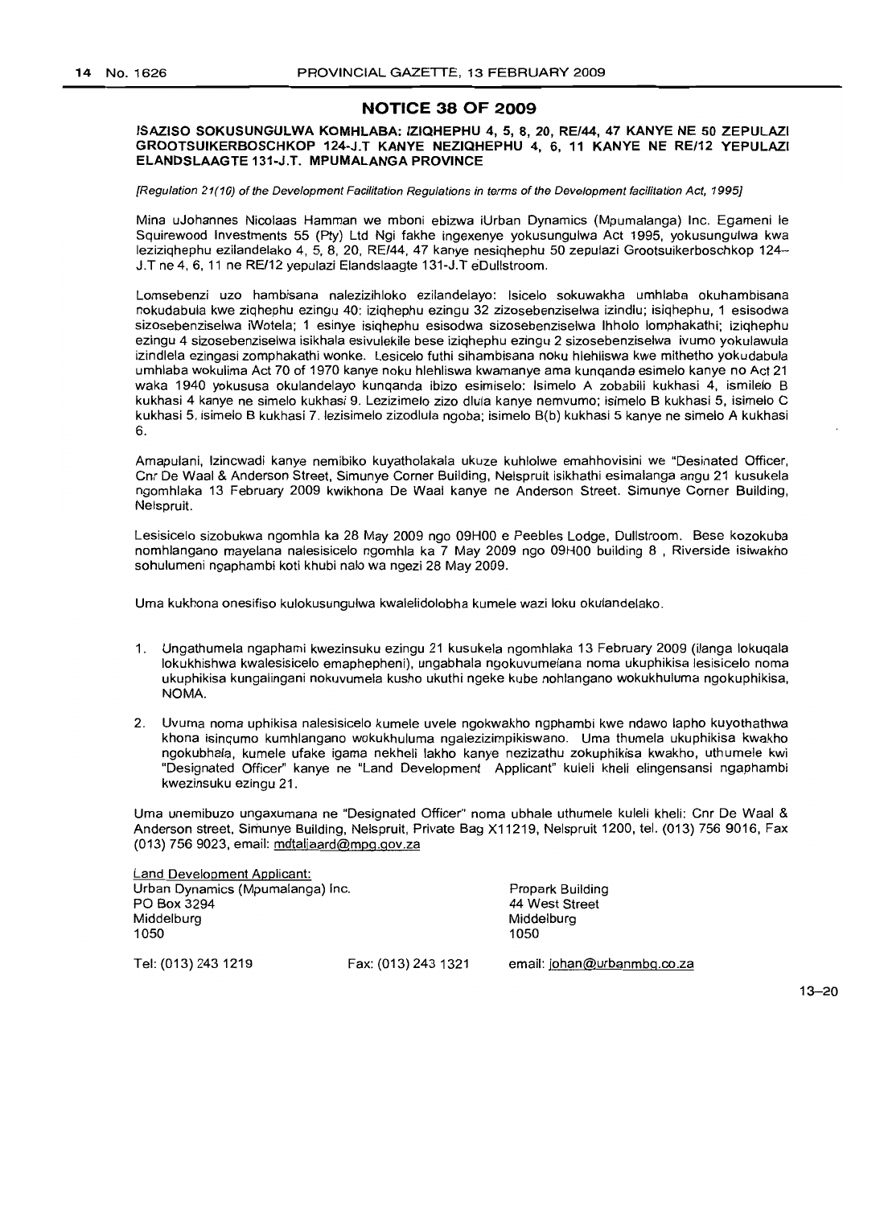## NOTICE 38 OF 2009

**ISAZISO SOKUSUNGULWA KOMHLABA: IZIQHEPHU 4, 5, 8, 20, RE/44, 47 KANYE NE 50 ZEPULAZI GROOTSUIKERBOSCHKOP 124-J.T KANYE NEZIQHEPHU 4, 6, 11 KANYE NE RE/12 YEPULAZI ELANDSLAAGTE 131-J.T. MPUMALANGA PROVINCE**

*[Regulation 21(10) of the Development Facilitation Regulations in terms of the Development facilitation Act, 1995]*

Mina uJohannes Nicolaas Hamman we mboni ebizwa iUrban Dynamics (Mpumalanga) Inc. Egameni le Squirewood Investments 55 (Pty) Ltd Ngi fakhe ingexenye yokusungulwa Act 1995, yokusungulwa kwa leziqhephu ezilandelako 4, 5, 8, 20, RE/44, 47 kanye nesiqhephu 50 zepulazi Grootsuikerboschkop 124–J.T ne 4, 6, 11 ne RE/12 yepulazi Elandslaagte 131-J.T eDullstroom.

Lomsebenzi uzo hambisana nalezizihloko ezilandelayo: Isicelo sokuwakha umhlaba okuhambisana nokudabula kwe ziqhephu ezingu 40: iziqhephu ezingu 32 zizosebenziselwa izindlu; isiqhephu, 1 esisodwa sizosebenziselwa iWotela; 1 esinye isiqhephu esisodwa sizosebenziselwa Ihholo lomphakathi; iziqhephu ezingu 4 sizosebenziselwa isikhala esivulekile bese iziqhephu ezingu 2 sizosebenziselwa ivumo yokulawula izindlela ezingasi zomphakathi wonke. Lesicelo futhi sihambisana noku hlehliswa kwe mithetho yokudabula umhlaba wokulima Act 70 of 1970 kanye noku hlehliswa kwamanye ama kunqanda esimelo kanye no Act 21 waka 1940 yokususa okulandelayo kunqanda ibizo esimiselo: Isimelo A zobabili kukhasi 4, ismilelo B kukhasi 4 kanye ne simelo kukhasi 9. Lezizimelo zizo dlula kanye nemvumo; isimelo B kukhasi 5, isimelo C kukhasi 5, isimelo B kukhasi 7. lezisimelo zizodlula ngoba; isimelo B(b) kukhasi 5 kanye ne simelo A kukhasi 6.

Amapulani, Izincwadi kanye nemibiko kuyatholakala ukuze kuhlolwe emahhovisini we "Desinated Officer, Cnr De Waal & Anderson Street, Simunye Corner Building, Nelspruit isikhathi esimalanga angu 21 kusukela ngomhlaka 13 February 2009 kwikhona De Waal kanye ne Anderson Street. Simunye Corner Building, Nelspruit.

Lesisicelo sizobukwa ngomhla ka 28 May 2009 ngo 09H00 e Peebles Lodge, Dullstroom. Bese kozokuba nomhlangano mayelana nalesisicelo ngomhla ka 7 May 2009 ngo 09H00 building 8 , Riverside isiwakho sohulumeni ngaphambi koti khubi nalo wa ngezi 28 May 2009.

Uma kukhona onesifiso kulokusungulwa kwalelidolobha kumele wazi loku okulandelako.

1. Ungathumela ngaphami kwezinsuku ezingu 21 kusukela ngomhlaka 13 February 2009 (ilanga lokuqala lokukhishwa kwalesisicelo emaphepheni), ungabhala ngokuvumelana noma ukuphikisa lesisicelo noma ukuphikisa kungalingani nokuvumela kusho ukuthi ngeke kube nohlangano wokukhuluma ngokuphikisa, NOMA.

2. Uvuma noma uphikisa nalesisicelo kumele uvele ngokwakho ngphambi kwe ndawo lapho kuyothathwa khona isinqumo kumhlangano wokukhuluma ngalezizimpikiswano. Uma thumela ukuphikisa kwakho ngokubhala, kumele ufake igama nekheli lakho kanye nezizathu zokuphikisa kwakho, uthumele kwi "Designated Officer" kanye ne "Land Development Applicant" kuleli kheli elingensansi ngaphambi kwezinsuku ezingu 21.

Uma unemibuzo ungaxumana ne "Designated Officer" noma ubhale uthumele kuleli kheli: Cnr De Waal & Anderson street, Simunye Building, Nelspruit, Private Bag X11219, Nelspruit 1200, tel. (013) 756 9016, Fax (013) 756 9023, email: mdtaljaard@mpg.gov.za

Land Development Applicant:
Urban Dynamics (Mpumalanga) Inc.
PO Box 3294
Middelburg
1050

Propark Building
44 West Street
Middelburg
1050

Tel: (013) 243 1219 Fax: (013) 243 1321 email: johan@urbanmbg.co.za

13–20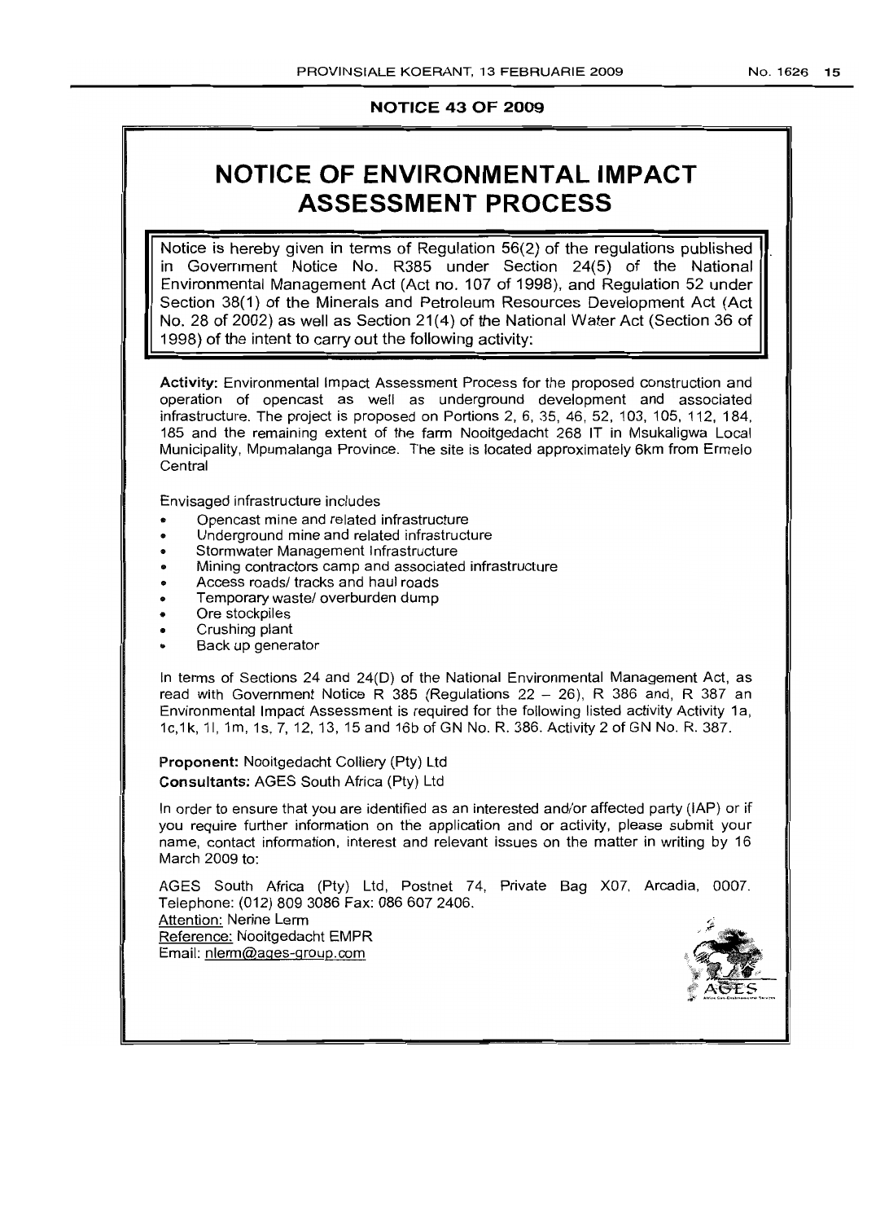**NOTICE 43 OF 2009**

# NOTICE OF ENVIRONMENTAL IMPACT ASSESSMENT PROCESS

Notice is hereby given in terms of Regulation 56(2) of the regulations published in Government Notice No. R385 under Section 24(5) of the National Environmental Management Act (Act no. 107 of 1998), and Regulation 52 under Section 38(1) of the Minerals and Petroleum Resources Development Act (Act No. 28 of 2002) as well as Section 21(4) of the National Water Act (Section 36 of 1998) of the intent to carry out the following activity:

**Activity:** Environmental Impact Assessment Process for the proposed construction and operation of opencast as well as underground development and associated infrastructure. The project is proposed on Portions 2, 6, 35, 46, 52, 103, 105, 112, 184, 185 and the remaining extent of the farm Nooitgedacht 268 IT in Msukaligwa Local Municipality, Mpumalanga Province. The site is located approximately 6km from Ermelo Central

Envisaged infrastructure includes

- Opencast mine and related infrastructure
- Underground mine and related infrastructure
- Stormwater Management Infrastructure
- Mining contractors camp and associated infrastructure
- Access roads/ tracks and haul roads
- Temporary waste/ overburden dump
- Ore stockpiles
- Crushing plant
- Back up generator

In terms of Sections 24 and 24(D) of the National Environmental Management Act, as read with Government Notice R 385 (Regulations 22 – 26), R 386 and, R 387 an Environmental Impact Assessment is required for the following listed activity Activity 1a, 1c,1k, 1l, 1m, 1s, 7, 12, 13, 15 and 16b of GN No. R. 386. Activity 2 of GN No. R. 387.

**Proponent:** Nooitgedacht Colliery (Pty) Ltd
**Consultants:** AGES South Africa (Pty) Ltd

In order to ensure that you are identified as an interested and/or affected party (IAP) or if you require further information on the application and or activity, please submit your name, contact information, interest and relevant issues on the matter in writing by 16 March 2009 to:

AGES South Africa (Pty) Ltd, Postnet 74, Private Bag X07, Arcadia, 0007.
Telephone: (012) 809 3086 Fax: 086 607 2406.
Attention: Nerine Lerm
Reference: Nooitgedacht EMPR
Email: nlerm@ages-group.com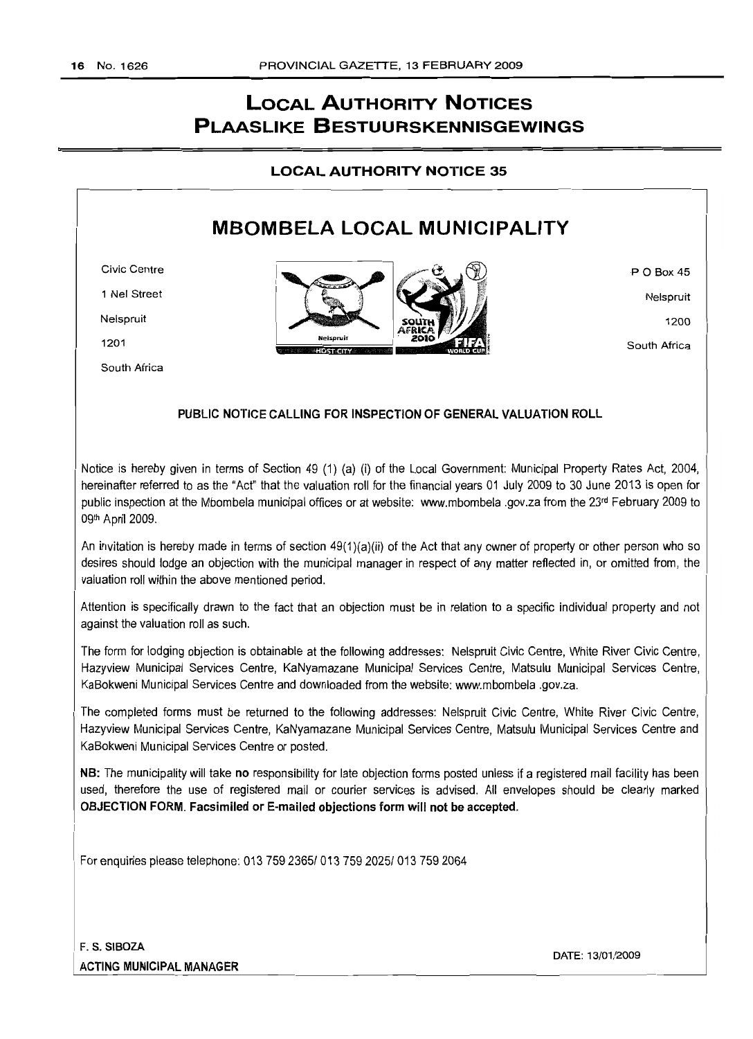# LOCAL AUTHORITY NOTICES
# PLAASLIKE BESTUURSKENNISGEWINGS

## LOCAL AUTHORITY NOTICE 35

## MBOMBELA LOCAL MUNICIPALITY

Civic Centre
1 Nel Street
Nelspruit
1201
South Africa

P O Box 45
Nelspruit
1200
South Africa

### PUBLIC NOTICE CALLING FOR INSPECTION OF GENERAL VALUATION ROLL

Notice is hereby given in terms of Section 49 (1) (a) (i) of the Local Government: Municipal Property Rates Act, 2004, hereinafter referred to as the "Act" that the valuation roll for the financial years 01 July 2009 to 30 June 2013 is open for public inspection at the Mbombela municipal offices or at website: www.mbombela .gov.za from the 23rd February 2009 to 09th April 2009.

An invitation is hereby made in terms of section 49(1)(a)(ii) of the Act that any owner of property or other person who so desires should lodge an objection with the municipal manager in respect of any matter reflected in, or omitted from, the valuation roll within the above mentioned period.

Attention is specifically drawn to the fact that an objection must be in relation to a specific individual property and not against the valuation roll as such.

The form for lodging objection is obtainable at the following addresses: Nelspruit Civic Centre, White River Civic Centre, Hazyview Municipal Services Centre, KaNyamazane Municipal Services Centre, Matsulu Municipal Services Centre, KaBokweni Municipal Services Centre and downloaded from the website: www.mbombela .gov.za.

The completed forms must be returned to the following addresses: Nelspruit Civic Centre, White River Civic Centre, Hazyview Municipal Services Centre, KaNyamazane Municipal Services Centre, Matsulu Municipal Services Centre and KaBokweni Municipal Services Centre or posted.

**NB:** The municipality will take **no** responsibility for late objection forms posted unless if a registered mail facility has been used, therefore the use of registered mail or courier services is advised. All envelopes should be clearly marked **OBJECTION FORM. Facsimiled or E-mailed objections form will not be accepted.**

For enquiries please telephone: 013 759 2365/ 013 759 2025/ 013 759 2064

**F. S. SIBOZA**
**ACTING MUNICIPAL MANAGER**

DATE: 13/01/2009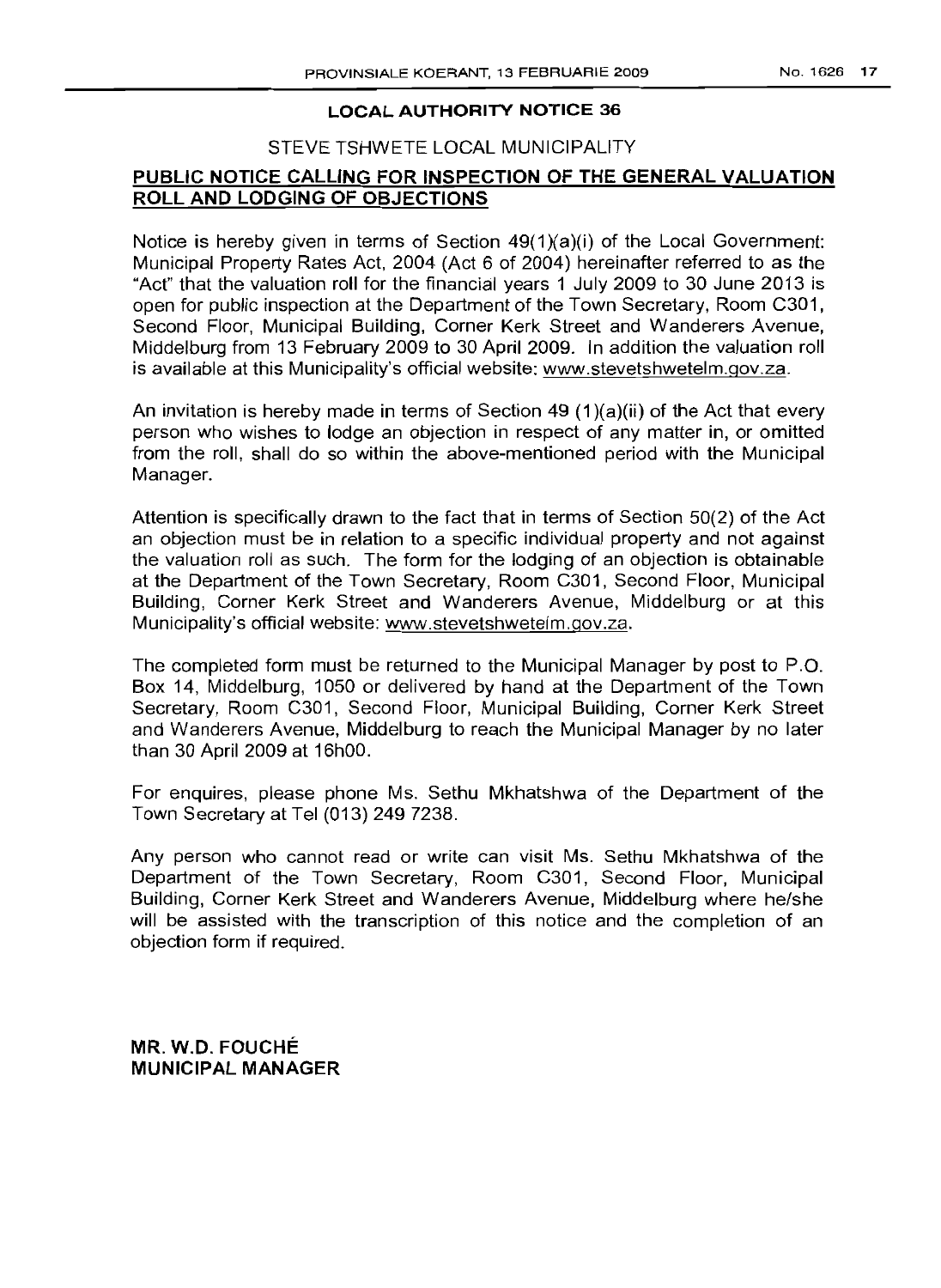## LOCAL AUTHORITY NOTICE 36

### STEVE TSHWETE LOCAL MUNICIPALITY

### PUBLIC NOTICE CALLING FOR INSPECTION OF THE GENERAL VALUATION ROLL AND LODGING OF OBJECTIONS

Notice is hereby given in terms of Section 49(1)(a)(i) of the Local Government: Municipal Property Rates Act, 2004 (Act 6 of 2004) hereinafter referred to as the "Act" that the valuation roll for the financial years 1 July 2009 to 30 June 2013 is open for public inspection at the Department of the Town Secretary, Room C301, Second Floor, Municipal Building, Corner Kerk Street and Wanderers Avenue, Middelburg from 13 February 2009 to 30 April 2009. In addition the valuation roll is available at this Municipality's official website: www.stevetshwetelm.gov.za.

An invitation is hereby made in terms of Section 49 (1)(a)(ii) of the Act that every person who wishes to lodge an objection in respect of any matter in, or omitted from the roll, shall do so within the above-mentioned period with the Municipal Manager.

Attention is specifically drawn to the fact that in terms of Section 50(2) of the Act an objection must be in relation to a specific individual property and not against the valuation roll as such. The form for the lodging of an objection is obtainable at the Department of the Town Secretary, Room C301, Second Floor, Municipal Building, Corner Kerk Street and Wanderers Avenue, Middelburg or at this Municipality's official website: www.stevetshwetelm.gov.za.

The completed form must be returned to the Municipal Manager by post to P.O. Box 14, Middelburg, 1050 or delivered by hand at the Department of the Town Secretary, Room C301, Second Floor, Municipal Building, Corner Kerk Street and Wanderers Avenue, Middelburg to reach the Municipal Manager by no later than 30 April 2009 at 16h00.

For enquires, please phone Ms. Sethu Mkhatshwa of the Department of the Town Secretary at Tel (013) 249 7238.

Any person who cannot read or write can visit Ms. Sethu Mkhatshwa of the Department of the Town Secretary, Room C301, Second Floor, Municipal Building, Corner Kerk Street and Wanderers Avenue, Middelburg where he/she will be assisted with the transcription of this notice and the completion of an objection form if required.

**MR. W.D. FOUCHÉ**
**MUNICIPAL MANAGER**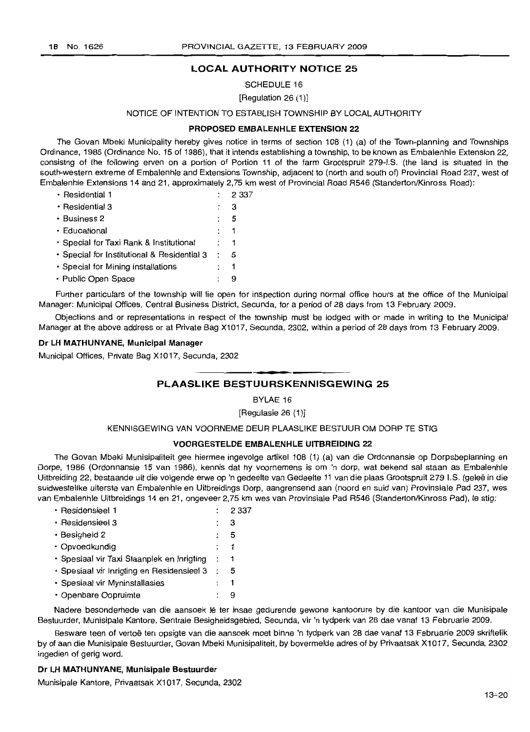## LOCAL AUTHORITY NOTICE 25

SCHEDULE 16

[Regulation 26 (1)]

NOTICE OF INTENTION TO ESTABLISH TOWNSHIP BY LOCAL AUTHORITY

**PROPOSED EMBALENHLE EXTENSION 22**

The Govan Mbeki Municipality hereby gives notice in terms of section 108 (1) (a) of the Town-planning and Townships Ordinance, 1986 (Ordinance No. 15 of 1986), that it intends establishing a township, to be known as Embalenhle Extension 22, consistng of the following erven on a portion of Portion 11 of the farm Grootspruit 279-I.S. (the land is situated in the south-western extreme of Embalenhle and Extensions Township, adjacent to (north and south of) Provincial Road 237, west of Embalenhle Extensions 14 and 21, approximately 2,75 km west of Provincial Road R546 (Standerton/Kinross Road):

| | | |
|---|---|---|
| • Residential 1 | : | 2 337 |
| • Residential 3 | : | 3 |
| • Business 2 | : | 5 |
| • Educational | : | 1 |
| • Special for Taxi Rank & Institutional | : | 1 |
| • Special for Institutional & Residential 3 | : | 5 |
| • Special for Mining Installations | : | 1 |
| • Public Open Space | : | 9 |

Further particulars of the township will lie open for inspection during normal office hours at the office of the Municipal Manager: Municipal Offices, Central Business District, Secunda, for a period of 28 days from 13 February 2009.

Objections and or representations in respect of the township must be lodged with or made in writing to the Municipal Manager at the above address or at Private Bag X1017, Secunda, 2302, within a period of 28 days from 13 February 2009.

**Dr LH MATHUNYANE, Municipal Manager**

Municipal Offices, Private Bag X1017, Secunda, 2302

## PLAASLIKE BESTUURSKENNISGEWING 25

BYLAE 16

[Regulasie 26 (1)]

KENNISGEWING VAN VOORNEME DEUR PLAASLIKE BESTUUR OM DORP TE STIG

**VOORGESTELDE EMBALENHLE UITBREIDING 22**

The Govan Mbeki Munisipaliteit gee hiermee ingevolge artikel 108 (1) (a) van die Ordonnansie op Dorpsbeplanning en Dorpe, 1986 (Ordonnansie 15 van 1986), kennis dat hy voornemens is om 'n dorp, wat bekend sal staan as Embalenhle Uitbreiding 22, bestaande uit die volgende erwe op 'n gedeelte van Gedeelte 11 van die plaas Grootspruit 279 I.S. (geleë in die suidwestelike uiterste van Embalenhle en Uitbreidings Dorp, aangrensend aan (noord en suid van) Provinsiale Pad 237, wes van Embalenhle Uitbreidings 14 en 21, ongeveer 2,75 km wes van Provinsiale Pad R546 (Standerton/Kinross Pad), te stig:

| | | |
|---|---|---|
| • Residensieel 1 | : | 2 337 |
| • Residensieel 3 | : | 3 |
| • Besigheid 2 | : | 5 |
| • Opvoedkundig | : | 1 |
| • Spesiaal vir Taxi Staanplek en Inrigting | : | 1 |
| • Spesiaal vir Inrigting en Residensieel 3 | : | 5 |
| • Spesiaal vir Myninstallasies | : | 1 |
| • Openbare Oopruimte | : | 9 |

Nadere besonderhede van die aansoek lê ter insae gedurende gewone kantoorure by die kantoor van die Munisipale Bestuurder, Munisipale Kantore, Sentrale Besigheidsgebied, Secunda, vir 'n tydperk van 28 dae vanaf 13 Februarie 2009.

Besware teen of vertoë ten opsigte van die aansoek moet binne 'n tydperk van 28 dae vanaf 13 Februarie 2009 skriftelik by of aan die Munisipale Bestuurder, Govan Mbeki Munisipaliteit, by bovermelde adres of by Privaatsak X1017, Secunda, 2302 ingedien of gerig word.

**Dr LH MATHUNYANE, Munisipale Bestuurder**

Munisipale Kantore, Privaatsak X1017, Secunda, 2302

13–20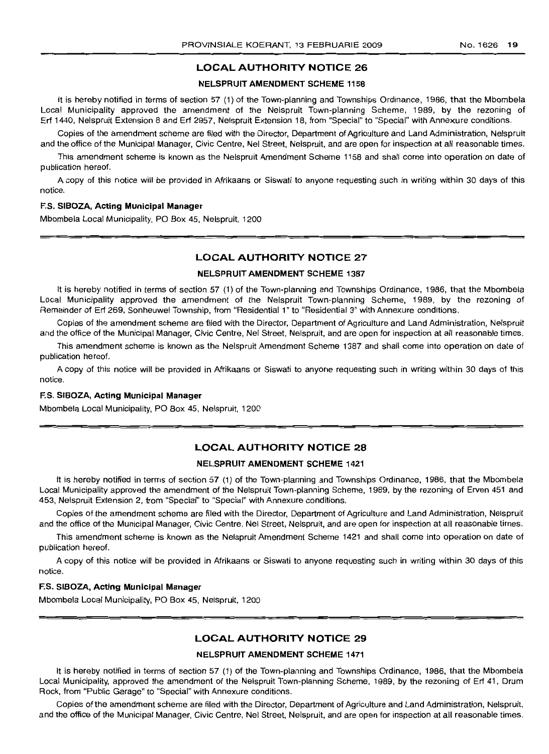## LOCAL AUTHORITY NOTICE 26

### NELSPRUIT AMENDMENT SCHEME 1158

It is hereby notified in terms of section 57 (1) of the Town-planning and Townships Ordinance, 1986, that the Mbombela Local Municipality approved the amendment of the Nelspruit Town-planning Scheme, 1989, by the rezoning of Erf 1440, Nelspruit Extension 8 and Erf 2957, Nelspruit Extension 18, from "Special" to "Special" with Annexure conditions.

Copies of the amendment scheme are filed with the Director, Department of Agriculture and Land Administration, Nelspruit and the office of the Municipal Manager, Civic Centre, Nel Street, Nelspruit, and are open for inspection at all reasonable times.

This amendment scheme is known as the Nelspruit Amendment Scheme 1158 and shall come into operation on date of publication hereof.

A copy of this notice will be provided in Afrikaans or Siswati to anyone requesting such in writing within 30 days of this notice.

**F.S. SIBOZA, Acting Municipal Manager**

Mbombela Local Municipality, PO Box 45, Nelspruit, 1200

## LOCAL AUTHORITY NOTICE 27

### NELSPRUIT AMENDMENT SCHEME 1387

It is hereby notified in terms of section 57 (1) of the Town-planning and Townships Ordinance, 1986, that the Mbombela Local Municipality approved the amendment of the Nelspruit Town-planning Scheme, 1989, by the rezoning of Remainder of Erf 269, Sonheuwel Township, from "Residential 1" to "Residential 3" with Annexure conditions.

Copies of the amendment scheme are filed with the Director, Department of Agriculture and Land Administration, Nelspruit and the office of the Municipal Manager, Civic Centre, Nel Street, Nelspruit, and are open for inspection at all reasonable times.

This amendment scheme is known as the Nelspruit Amendment Scheme 1387 and shall come into operation on date of publication hereof.

A copy of this notice will be provided in Afrikaans or Siswati to anyone requesting such in writing within 30 days of this notice.

**F.S. SIBOZA, Acting Municipal Manager**

Mbombela Local Municipality, PO Box 45, Nelspruit, 1200

## LOCAL AUTHORITY NOTICE 28

### NELSPRUIT AMENDMENT SCHEME 1421

It is hereby notified in terms of section 57 (1) of the Town-planning and Townships Ordinance, 1986, that the Mbombela Local Municipality approved the amendment of the Nelspruit Town-planning Scheme, 1989, by the rezoning of Erven 451 and 453, Nelspruit Extension 2, from "Special" to "Special" with Annexure conditions.

Copies of the amendment scheme are filed with the Director, Department of Agriculture and Land Administration, Nelspruit and the office of the Municipal Manager, Civic Centre, Nel Street, Nelspruit, and are open for inspection at all reasonable times.

This amendment scheme is known as the Nelspruit Amendment Scheme 1421 and shall come into operation on date of publication hereof.

A copy of this notice will be provided in Afrikaans or Siswati to anyone requesting such in writing within 30 days of this notice.

**F.S. SIBOZA, Acting Municipal Manager**

Mbombela Local Municipality, PO Box 45, Nelspruit, 1200

## LOCAL AUTHORITY NOTICE 29

### NELSPRUIT AMENDMENT SCHEME 1471

It is hereby notified in terms of section 57 (1) of the Town-planning and Townships Ordinance, 1986, that the Mbombela Local Municipality, approved the amendment of the Nelspruit Town-planning Scheme, 1989, by the rezoning of Erf 41, Drum Rock, from "Public Garage" to "Special" with Annexure conditions.

Copies of the amendment scheme are filed with the Director, Department of Agriculture and Land Administration, Nelspruit, and the office of the Municipal Manager, Civic Centre, Nel Street, Nelspruit, and are open for inspection at all reasonable times.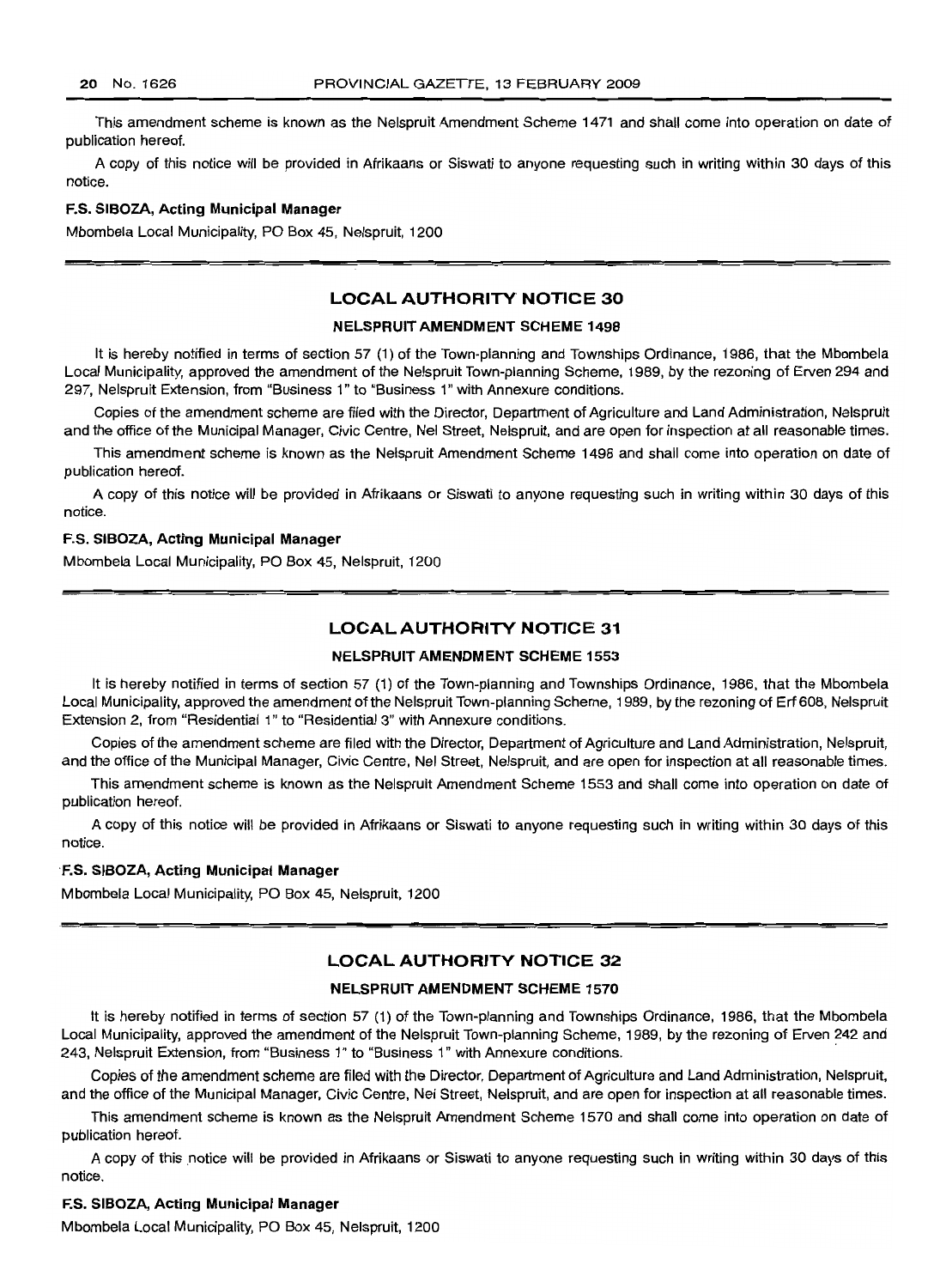This amendment scheme is known as the Nelspruit Amendment Scheme 1471 and shall come into operation on date of publication hereof.

A copy of this notice will be provided in Afrikaans or Siswati to anyone requesting such in writing within 30 days of this notice.

**F.S. SIBOZA, Acting Municipal Manager**

Mbombela Local Municipality, PO Box 45, Nelspruit, 1200

## LOCAL AUTHORITY NOTICE 30

### NELSPRUIT AMENDMENT SCHEME 1498

It is hereby notified in terms of section 57 (1) of the Town-planning and Townships Ordinance, 1986, that the Mbombela Local Municipality, approved the amendment of the Nelspruit Town-planning Scheme, 1989, by the rezoning of Erven 294 and 297, Nelspruit Extension, from "Business 1" to "Business 1" with Annexure conditions.

Copies of the amendment scheme are filed with the Director, Department of Agriculture and Land Administration, Nelspruit and the office of the Municipal Manager, Civic Centre, Nel Street, Nelspruit, and are open for inspection at all reasonable times.

This amendment scheme is known as the Nelspruit Amendment Scheme 1498 and shall come into operation on date of publication hereof.

A copy of this notice will be provided in Afrikaans or Siswati to anyone requesting such in writing within 30 days of this notice.

**F.S. SIBOZA, Acting Municipal Manager**

Mbombela Local Municipality, PO Box 45, Nelspruit, 1200

## LOCAL AUTHORITY NOTICE 31

### NELSPRUIT AMENDMENT SCHEME 1553

It is hereby notified in terms of section 57 (1) of the Town-planning and Townships Ordinance, 1986, that the Mbombela Local Municipality, approved the amendment of the Nelspruit Town-planning Scheme, 1989, by the rezoning of Erf 608, Nelspruit Extension 2, from "Residential 1" to "Residential 3" with Annexure conditions.

Copies of the amendment scheme are filed with the Director, Department of Agriculture and Land Administration, Nelspruit, and the office of the Municipal Manager, Civic Centre, Nel Street, Nelspruit, and are open for inspection at all reasonable times.

This amendment scheme is known as the Nelspruit Amendment Scheme 1553 and shall come into operation on date of publication hereof.

A copy of this notice will be provided in Afrikaans or Siswati to anyone requesting such in writing within 30 days of this notice.

**F.S. SIBOZA, Acting Municipal Manager**

Mbombela Local Municipality, PO Box 45, Nelspruit, 1200

## LOCAL AUTHORITY NOTICE 32

### NELSPRUIT AMENDMENT SCHEME 1570

It is hereby notified in terms of section 57 (1) of the Town-planning and Townships Ordinance, 1986, that the Mbombela Local Municipality, approved the amendment of the Nelspruit Town-planning Scheme, 1989, by the rezoning of Erven 242 and 243, Nelspruit Extension, from "Business 1" to "Business 1" with Annexure conditions.

Copies of the amendment scheme are filed with the Director, Department of Agriculture and Land Administration, Nelspruit, and the office of the Municipal Manager, Civic Centre, Nel Street, Nelspruit, and are open for inspection at all reasonable times.

This amendment scheme is known as the Nelspruit Amendment Scheme 1570 and shall come into operation on date of publication hereof.

A copy of this notice will be provided in Afrikaans or Siswati to anyone requesting such in writing within 30 days of this notice.

**F.S. SIBOZA, Acting Municipal Manager**

Mbombela Local Municipality, PO Box 45, Nelspruit, 1200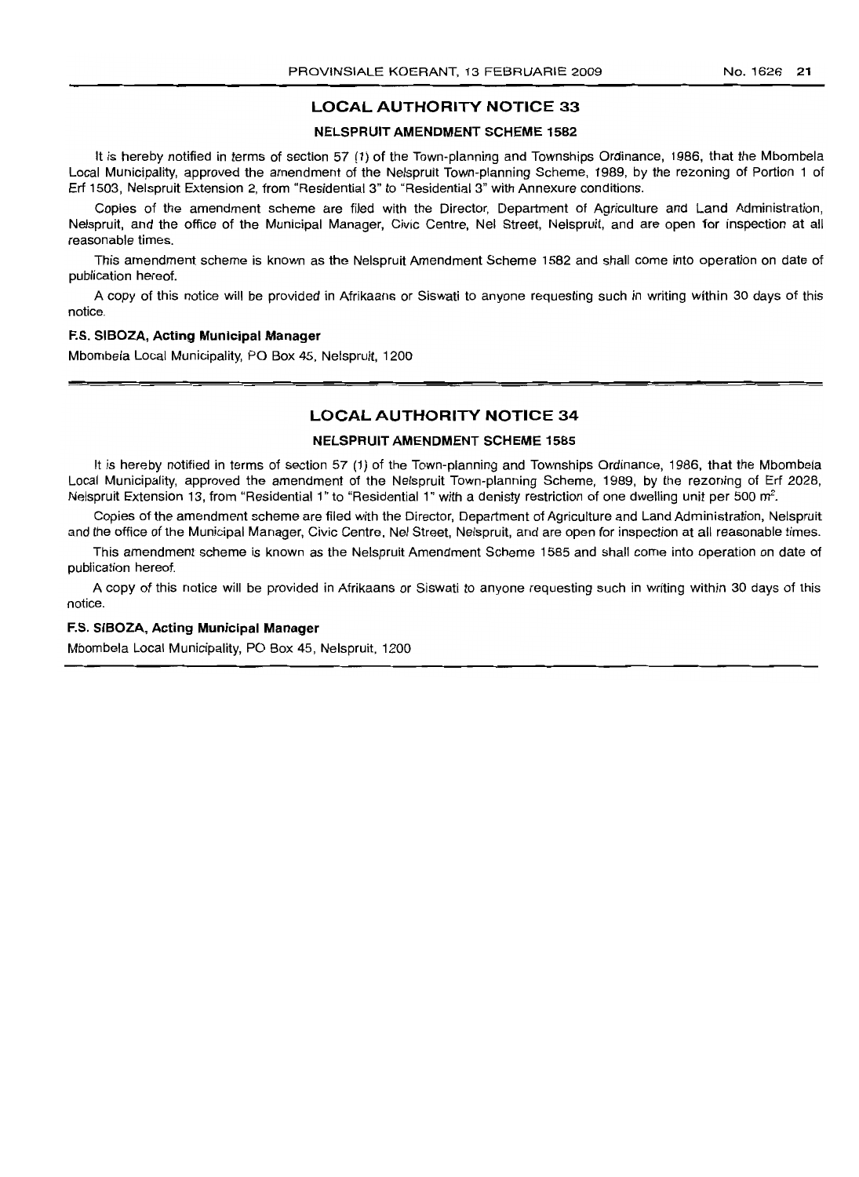## LOCAL AUTHORITY NOTICE 33

### NELSPRUIT AMENDMENT SCHEME 1582

It is hereby notified in terms of section 57 (1) of the Town-planning and Townships Ordinance, 1986, that the Mbombela Local Municipality, approved the amendment of the Nelspruit Town-planning Scheme, 1989, by the rezoning of Portion 1 of Erf 1503, Nelspruit Extension 2, from "Residential 3" to "Residential 3" with Annexure conditions.

Copies of the amendment scheme are filed with the Director, Department of Agriculture and Land Administration, Nelspruit, and the office of the Municipal Manager, Civic Centre, Nel Street, Nelspruit, and are open for inspection at all reasonable times.

This amendment scheme is known as the Nelspruit Amendment Scheme 1582 and shall come into operation on date of publication hereof.

A copy of this notice will be provided in Afrikaans or Siswati to anyone requesting such in writing within 30 days of this notice.

**F.S. SIBOZA, Acting Municipal Manager**

Mbombela Local Municipality, PO Box 45, Nelspruit, 1200

## LOCAL AUTHORITY NOTICE 34

### NELSPRUIT AMENDMENT SCHEME 1585

It is hereby notified in terms of section 57 (1) of the Town-planning and Townships Ordinance, 1986, that the Mbombela Local Municipality, approved the amendment of the Nelspruit Town-planning Scheme, 1989, by the rezoning of Erf 2028, Nelspruit Extension 13, from "Residential 1" to "Residential 1" with a denisty restriction of one dwelling unit per 500 m$^2$.

Copies of the amendment scheme are filed with the Director, Department of Agriculture and Land Administration, Nelspruit and the office of the Municipal Manager, Civic Centre, Nel Street, Nelspruit, and are open for inspection at all reasonable times.

This amendment scheme is known as the Nelspruit Amendment Scheme 1585 and shall come into operation on date of publication hereof.

A copy of this notice will be provided in Afrikaans or Siswati to anyone requesting such in writing within 30 days of this notice.

**F.S. SIBOZA, Acting Municipal Manager**

Mbombela Local Municipality, PO Box 45, Nelspruit, 1200